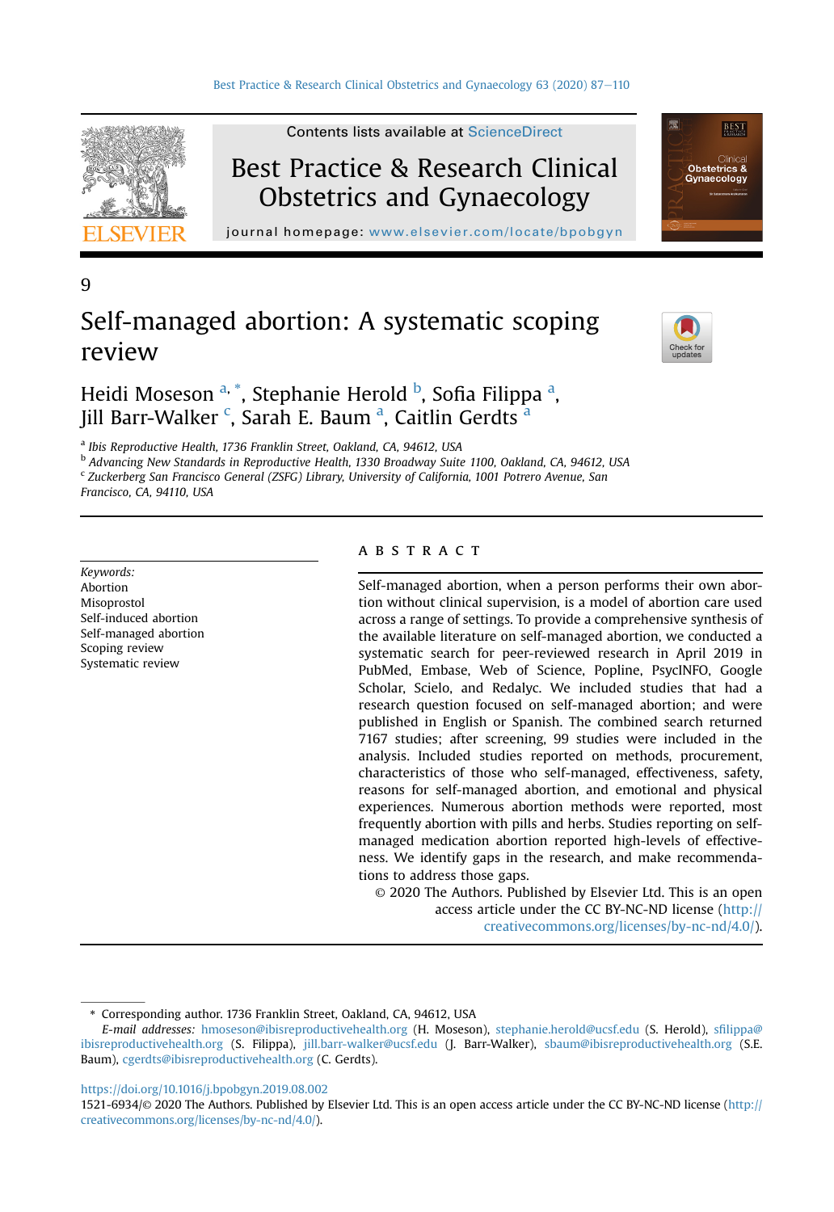9

# Self-managed abortion: A systematic scoping review

Heidi Moseson [a,*], Stephanie Herold [b], Sofia Filippa [a], Jill Barr-Walker [c], Sarah E. Baum [a], Caitlin Gerdts [a]

[a] Ibis Reproductive Health, 1736 Franklin Street, Oakland, CA, 94612, USA

[b] Advancing New Standards in Reproductive Health, 1330 Broadway Suite 1100, Oakland, CA, 94612, USA

[c] Zuckerberg San Francisco General (ZSFG) Library, University of California, 1001 Potrero Avenue, San Francisco, CA, 94110, USA

*Keywords:*
Abortion
Misoprostol
Self-induced abortion
Self-managed abortion
Scoping review
Systematic review

## ABSTRACT

Self-managed abortion, when a person performs their own abortion without clinical supervision, is a model of abortion care used across a range of settings. To provide a comprehensive synthesis of the available literature on self-managed abortion, we conducted a systematic search for peer-reviewed research in April 2019 in PubMed, Embase, Web of Science, Popline, PsycINFO, Google Scholar, Scielo, and Redalyc. We included studies that had a research question focused on self-managed abortion; and were published in English or Spanish. The combined search returned 7167 studies; after screening, 99 studies were included in the analysis. Included studies reported on methods, procurement, characteristics of those who self-managed, effectiveness, safety, reasons for self-managed abortion, and emotional and physical experiences. Numerous abortion methods were reported, most frequently abortion with pills and herbs. Studies reporting on self-managed medication abortion reported high-levels of effectiveness. We identify gaps in the research, and make recommendations to address those gaps.

© 2020 The Authors. Published by Elsevier Ltd. This is an open access article under the CC BY-NC-ND license (http://creativecommons.org/licenses/by-nc-nd/4.0/).

---

\* Corresponding author. 1736 Franklin Street, Oakland, CA, 94612, USA

*E-mail addresses:* hmoseson@ibisreproductivehealth.org (H. Moseson), stephanie.herold@ucsf.edu (S. Herold), sfilippa@ibisreproductivehealth.org (S. Filippa), jill.barr-walker@ucsf.edu (J. Barr-Walker), sbaum@ibisreproductivehealth.org (S.E. Baum), cgerdts@ibisreproductivehealth.org (C. Gerdts).

https://doi.org/10.1016/j.bpobgyn.2019.08.002

1521-6934/© 2020 The Authors. Published by Elsevier Ltd. This is an open access article under the CC BY-NC-ND license (http://creativecommons.org/licenses/by-nc-nd/4.0/).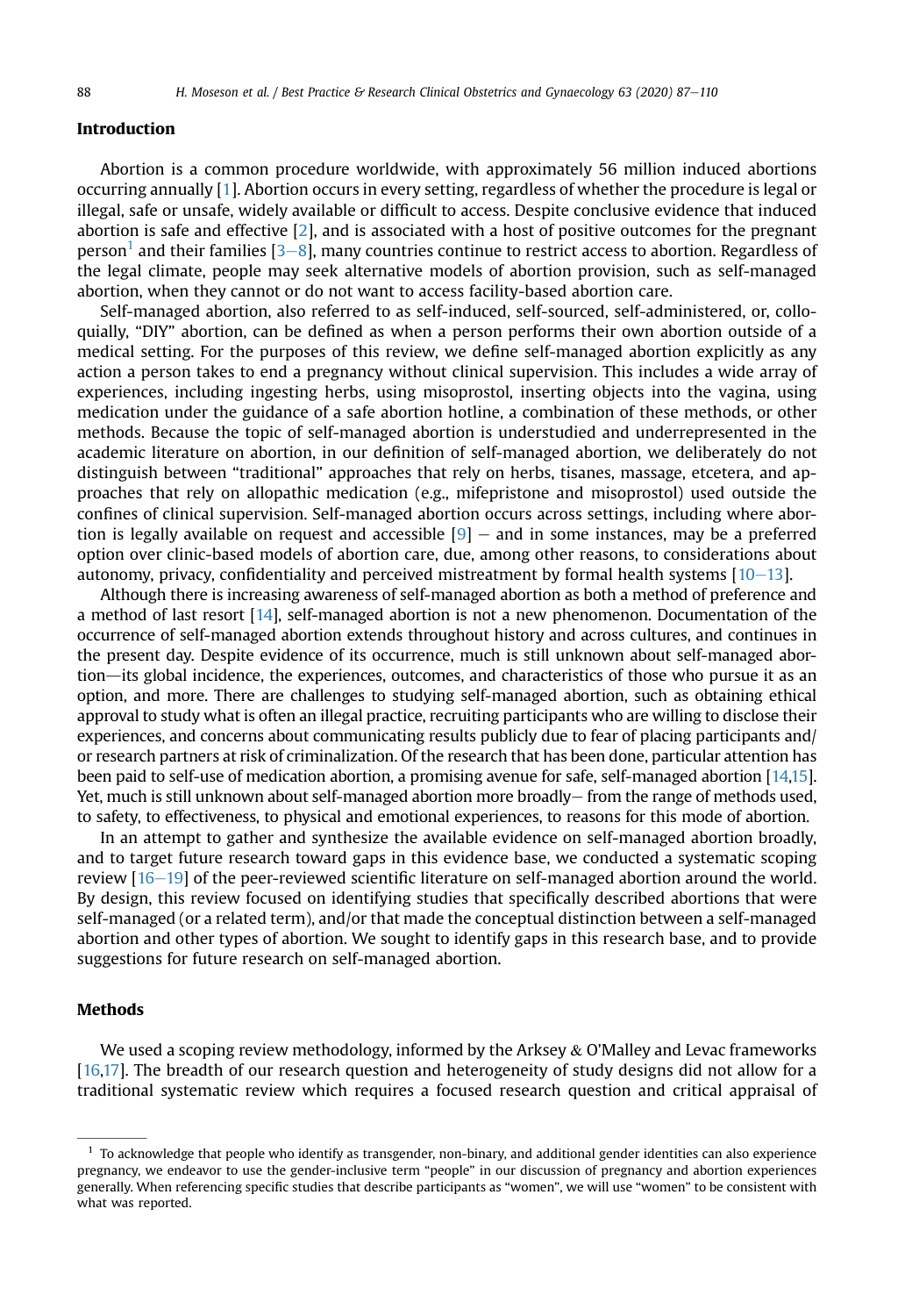## Introduction

Abortion is a common procedure worldwide, with approximately 56 million induced abortions occurring annually [1]. Abortion occurs in every setting, regardless of whether the procedure is legal or illegal, safe or unsafe, widely available or difficult to access. Despite conclusive evidence that induced abortion is safe and effective [2], and is associated with a host of positive outcomes for the pregnant person[1] and their families [3–8], many countries continue to restrict access to abortion. Regardless of the legal climate, people may seek alternative models of abortion provision, such as self-managed abortion, when they cannot or do not want to access facility-based abortion care.

Self-managed abortion, also referred to as self-induced, self-sourced, self-administered, or, colloquially, "DIY" abortion, can be defined as when a person performs their own abortion outside of a medical setting. For the purposes of this review, we define self-managed abortion explicitly as any action a person takes to end a pregnancy without clinical supervision. This includes a wide array of experiences, including ingesting herbs, using misoprostol, inserting objects into the vagina, using medication under the guidance of a safe abortion hotline, a combination of these methods, or other methods. Because the topic of self-managed abortion is understudied and underrepresented in the academic literature on abortion, in our definition of self-managed abortion, we deliberately do not distinguish between "traditional" approaches that rely on herbs, tisanes, massage, etcetera, and approaches that rely on allopathic medication (e.g., mifepristone and misoprostol) used outside the confines of clinical supervision. Self-managed abortion occurs across settings, including where abortion is legally available on request and accessible [9] – and in some instances, may be a preferred option over clinic-based models of abortion care, due, among other reasons, to considerations about autonomy, privacy, confidentiality and perceived mistreatment by formal health systems [10–13].

Although there is increasing awareness of self-managed abortion as both a method of preference and a method of last resort [14], self-managed abortion is not a new phenomenon. Documentation of the occurrence of self-managed abortion extends throughout history and across cultures, and continues in the present day. Despite evidence of its occurrence, much is still unknown about self-managed abortion—its global incidence, the experiences, outcomes, and characteristics of those who pursue it as an option, and more. There are challenges to studying self-managed abortion, such as obtaining ethical approval to study what is often an illegal practice, recruiting participants who are willing to disclose their experiences, and concerns about communicating results publicly due to fear of placing participants and/or research partners at risk of criminalization. Of the research that has been done, particular attention has been paid to self-use of medication abortion, a promising avenue for safe, self-managed abortion [14,15]. Yet, much is still unknown about self-managed abortion more broadly— from the range of methods used, to safety, to effectiveness, to physical and emotional experiences, to reasons for this mode of abortion.

In an attempt to gather and synthesize the available evidence on self-managed abortion broadly, and to target future research toward gaps in this evidence base, we conducted a systematic scoping review [16–19] of the peer-reviewed scientific literature on self-managed abortion around the world. By design, this review focused on identifying studies that specifically described abortions that were self-managed (or a related term), and/or that made the conceptual distinction between a self-managed abortion and other types of abortion. We sought to identify gaps in this research base, and to provide suggestions for future research on self-managed abortion.

## Methods

We used a scoping review methodology, informed by the Arksey & O'Malley and Levac frameworks [16,17]. The breadth of our research question and heterogeneity of study designs did not allow for a traditional systematic review which requires a focused research question and critical appraisal of

---

[1] To acknowledge that people who identify as transgender, non-binary, and additional gender identities can also experience pregnancy, we endeavor to use the gender-inclusive term "people" in our discussion of pregnancy and abortion experiences generally. When referencing specific studies that describe participants as "women", we will use "women" to be consistent with what was reported.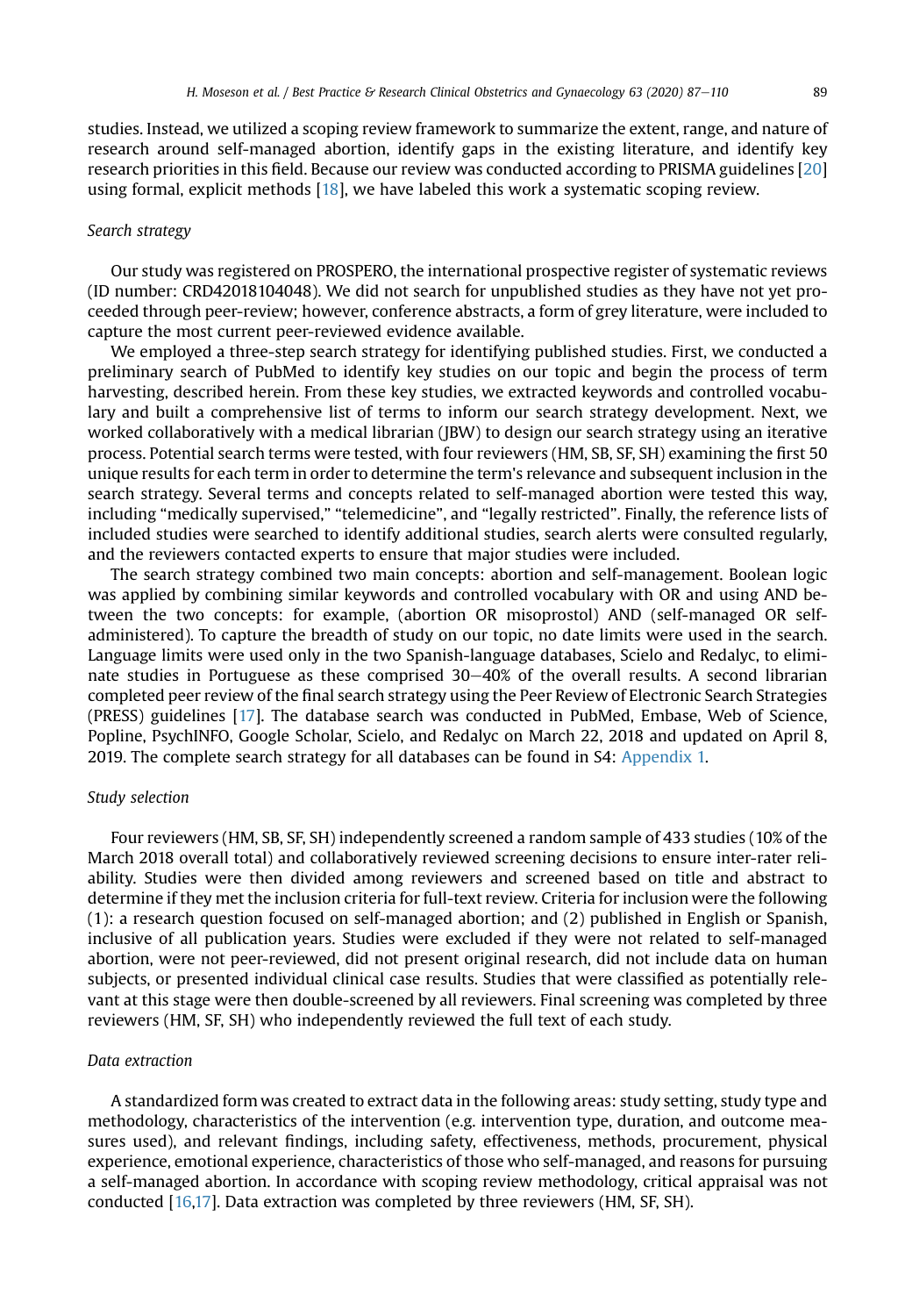studies. Instead, we utilized a scoping review framework to summarize the extent, range, and nature of research around self-managed abortion, identify gaps in the existing literature, and identify key research priorities in this field. Because our review was conducted according to PRISMA guidelines [20] using formal, explicit methods [18], we have labeled this work a systematic scoping review.

### Search strategy

Our study was registered on PROSPERO, the international prospective register of systematic reviews (ID number: CRD42018104048). We did not search for unpublished studies as they have not yet proceeded through peer-review; however, conference abstracts, a form of grey literature, were included to capture the most current peer-reviewed evidence available.

We employed a three-step search strategy for identifying published studies. First, we conducted a preliminary search of PubMed to identify key studies on our topic and begin the process of term harvesting, described herein. From these key studies, we extracted keywords and controlled vocabulary and built a comprehensive list of terms to inform our search strategy development. Next, we worked collaboratively with a medical librarian (JBW) to design our search strategy using an iterative process. Potential search terms were tested, with four reviewers (HM, SB, SF, SH) examining the first 50 unique results for each term in order to determine the term's relevance and subsequent inclusion in the search strategy. Several terms and concepts related to self-managed abortion were tested this way, including "medically supervised," "telemedicine", and "legally restricted". Finally, the reference lists of included studies were searched to identify additional studies, search alerts were consulted regularly, and the reviewers contacted experts to ensure that major studies were included.

The search strategy combined two main concepts: abortion and self-management. Boolean logic was applied by combining similar keywords and controlled vocabulary with OR and using AND between the two concepts: for example, (abortion OR misoprostol) AND (self-managed OR self-administered). To capture the breadth of study on our topic, no date limits were used in the search. Language limits were used only in the two Spanish-language databases, Scielo and Redalyc, to eliminate studies in Portuguese as these comprised 30–40% of the overall results. A second librarian completed peer review of the final search strategy using the Peer Review of Electronic Search Strategies (PRESS) guidelines [17]. The database search was conducted in PubMed, Embase, Web of Science, Popline, PsychINFO, Google Scholar, Scielo, and Redalyc on March 22, 2018 and updated on April 8, 2019. The complete search strategy for all databases can be found in S4: Appendix 1.

### Study selection

Four reviewers (HM, SB, SF, SH) independently screened a random sample of 433 studies (10% of the March 2018 overall total) and collaboratively reviewed screening decisions to ensure inter-rater reliability. Studies were then divided among reviewers and screened based on title and abstract to determine if they met the inclusion criteria for full-text review. Criteria for inclusion were the following (1): a research question focused on self-managed abortion; and (2) published in English or Spanish, inclusive of all publication years. Studies were excluded if they were not related to self-managed abortion, were not peer-reviewed, did not present original research, did not include data on human subjects, or presented individual clinical case results. Studies that were classified as potentially relevant at this stage were then double-screened by all reviewers. Final screening was completed by three reviewers (HM, SF, SH) who independently reviewed the full text of each study.

### Data extraction

A standardized form was created to extract data in the following areas: study setting, study type and methodology, characteristics of the intervention (e.g. intervention type, duration, and outcome measures used), and relevant findings, including safety, effectiveness, methods, procurement, physical experience, emotional experience, characteristics of those who self-managed, and reasons for pursuing a self-managed abortion. In accordance with scoping review methodology, critical appraisal was not conducted [16,17]. Data extraction was completed by three reviewers (HM, SF, SH).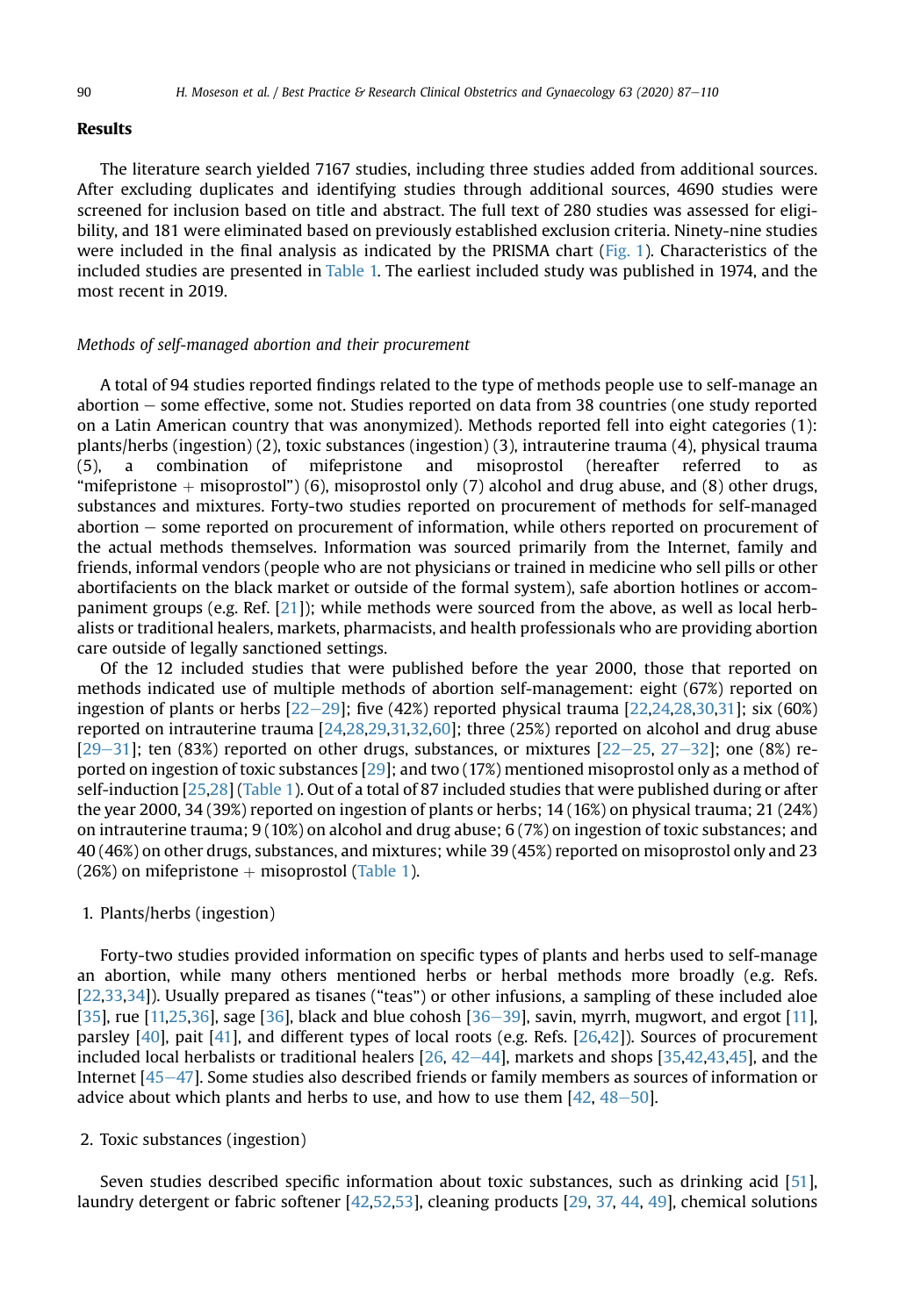## Results

The literature search yielded 7167 studies, including three studies added from additional sources. After excluding duplicates and identifying studies through additional sources, 4690 studies were screened for inclusion based on title and abstract. The full text of 280 studies was assessed for eligibility, and 181 were eliminated based on previously established exclusion criteria. Ninety-nine studies were included in the final analysis as indicated by the PRISMA chart (Fig. 1). Characteristics of the included studies are presented in Table 1. The earliest included study was published in 1974, and the most recent in 2019.

### *Methods of self-managed abortion and their procurement*

A total of 94 studies reported findings related to the type of methods people use to self-manage an abortion − some effective, some not. Studies reported on data from 38 countries (one study reported on a Latin American country that was anonymized). Methods reported fell into eight categories (1): plants/herbs (ingestion) (2), toxic substances (ingestion) (3), intrauterine trauma (4), physical trauma (5), a combination of mifepristone and misoprostol (hereafter referred to as "mifepristone + misoprostol") (6), misoprostol only (7) alcohol and drug abuse, and (8) other drugs, substances and mixtures. Forty-two studies reported on procurement of methods for self-managed abortion − some reported on procurement of information, while others reported on procurement of the actual methods themselves. Information was sourced primarily from the Internet, family and friends, informal vendors (people who are not physicians or trained in medicine who sell pills or other abortifacients on the black market or outside of the formal system), safe abortion hotlines or accompaniment groups (e.g. Ref. [21]); while methods were sourced from the above, as well as local herbalists or traditional healers, markets, pharmacists, and health professionals who are providing abortion care outside of legally sanctioned settings.

Of the 12 included studies that were published before the year 2000, those that reported on methods indicated use of multiple methods of abortion self-management: eight (67%) reported on ingestion of plants or herbs [22−29]; five (42%) reported physical trauma [22,24,28,30,31]; six (60%) reported on intrauterine trauma [24,28,29,31,32,60]; three (25%) reported on alcohol and drug abuse [29−31]; ten (83%) reported on other drugs, substances, or mixtures [22−25, 27−32]; one (8%) reported on ingestion of toxic substances [29]; and two (17%) mentioned misoprostol only as a method of self-induction [25,28] (Table 1). Out of a total of 87 included studies that were published during or after the year 2000, 34 (39%) reported on ingestion of plants or herbs; 14 (16%) on physical trauma; 21 (24%) on intrauterine trauma; 9 (10%) on alcohol and drug abuse; 6 (7%) on ingestion of toxic substances; and 40 (46%) on other drugs, substances, and mixtures; while 39 (45%) reported on misoprostol only and 23 (26%) on mifepristone + misoprostol (Table 1).

1. Plants/herbs (ingestion)

Forty-two studies provided information on specific types of plants and herbs used to self-manage an abortion, while many others mentioned herbs or herbal methods more broadly (e.g. Refs. [22,33,34]). Usually prepared as tisanes ("teas") or other infusions, a sampling of these included aloe [35], rue [11,25,36], sage [36], black and blue cohosh [36−39], savin, myrrh, mugwort, and ergot [11], parsley [40], pait [41], and different types of local roots (e.g. Refs. [26,42]). Sources of procurement included local herbalists or traditional healers [26, 42−44], markets and shops [35,42,43,45], and the Internet [45−47]. Some studies also described friends or family members as sources of information or advice about which plants and herbs to use, and how to use them [42, 48−50].

2. Toxic substances (ingestion)

Seven studies described specific information about toxic substances, such as drinking acid [51], laundry detergent or fabric softener [42,52,53], cleaning products [29, 37, 44, 49], chemical solutions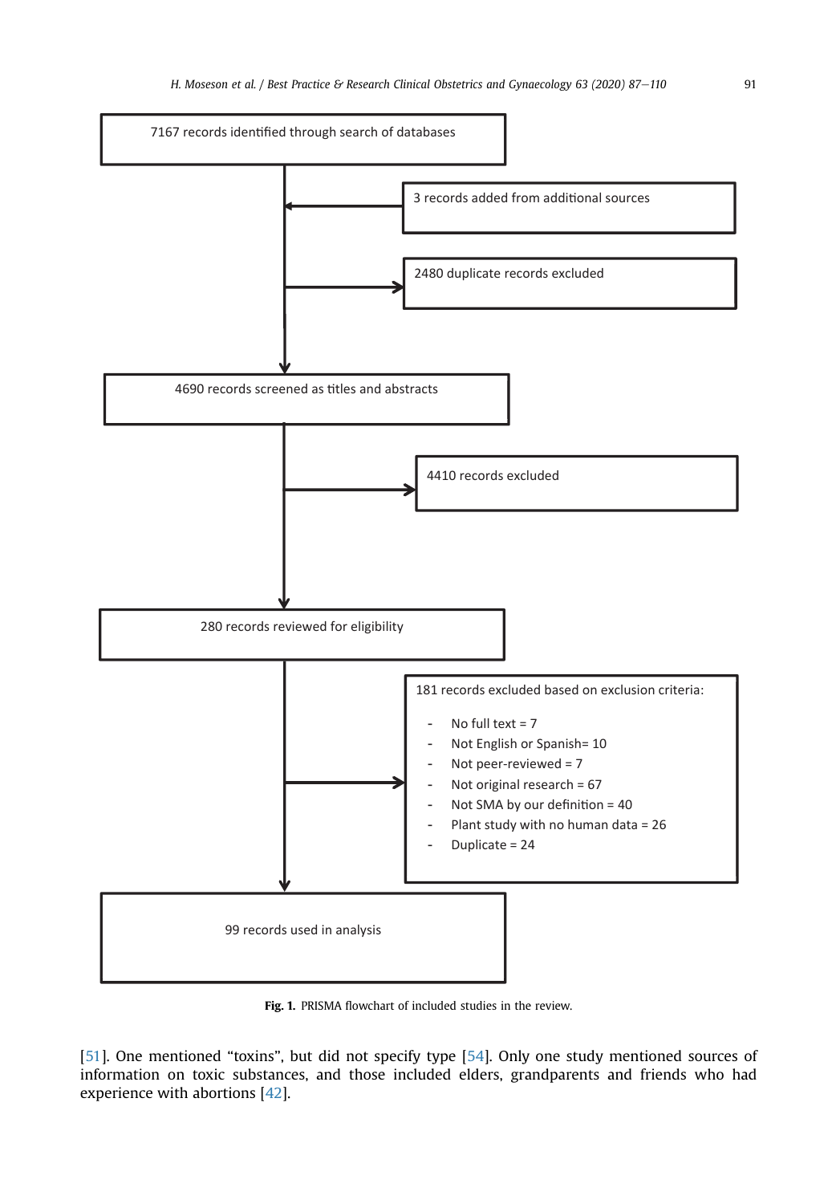7167 records identified through search of databases

3 records added from additional sources

2480 duplicate records excluded

4690 records screened as titles and abstracts

4410 records excluded

280 records reviewed for eligibility

181 records excluded based on exclusion criteria:

- No full text = 7
- Not English or Spanish= 10
- Not peer-reviewed = 7
- Not original research = 67
- Not SMA by our definition = 40
- Plant study with no human data = 26
- Duplicate = 24

99 records used in analysis

**Fig. 1.** PRISMA flowchart of included studies in the review.

[51]. One mentioned "toxins", but did not specify type [54]. Only one study mentioned sources of information on toxic substances, and those included elders, grandparents and friends who had experience with abortions [42].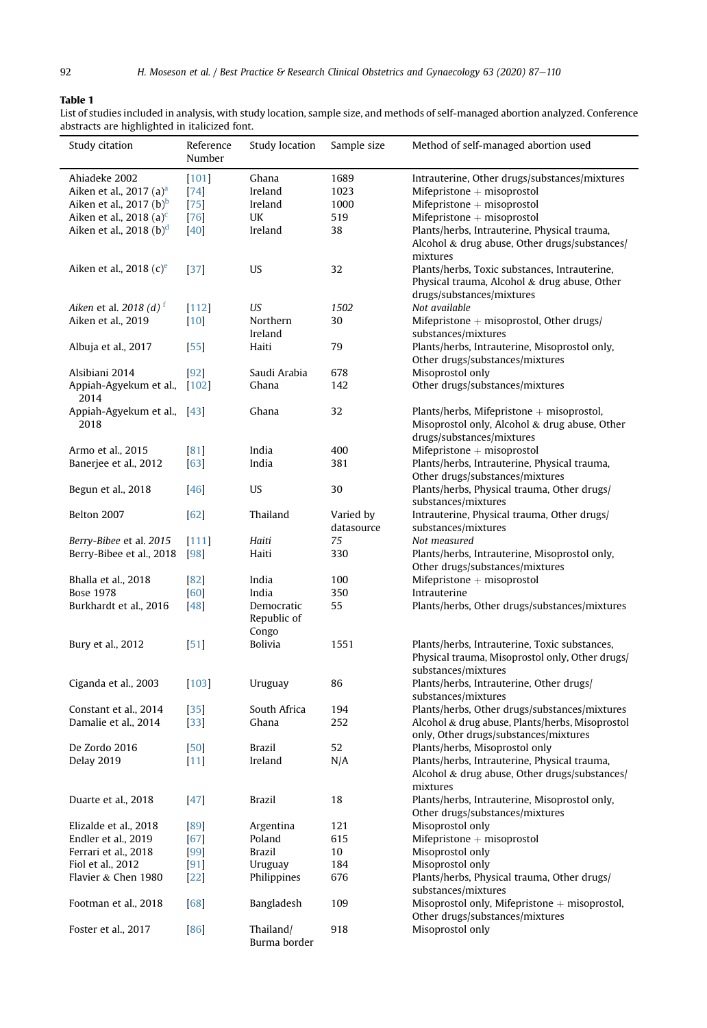**Table 1**
List of studies included in analysis, with study location, sample size, and methods of self-managed abortion analyzed. Conference abstracts are highlighted in italicized font.

| Study citation | Reference Number | Study location | Sample size | Method of self-managed abortion used |
|---|---|---|---|---|
| Ahiadeke 2002 | [101] | Ghana | 1689 | Intrauterine, Other drugs/substances/mixtures |
| Aiken et al., 2017 (a)[a] | [74] | Ireland | 1023 | Mifepristone + misoprostol |
| Aiken et al., 2017 (b)[b] | [75] | Ireland | 1000 | Mifepristone + misoprostol |
| Aiken et al., 2018 (a)[c] | [76] | UK | 519 | Mifepristone + misoprostol |
| Aiken et al., 2018 (b)[d] | [40] | Ireland | 38 | Plants/herbs, Intrauterine, Physical trauma, Alcohol & drug abuse, Other drugs/substances/mixtures |
| Aiken et al., 2018 (c)[e] | [37] | US | 32 | Plants/herbs, Toxic substances, Intrauterine, Physical trauma, Alcohol & drug abuse, Other drugs/substances/mixtures |
| *Aiken et al. 2018 (d)*[f] | [112] | *US* | *1502* | *Not available* |
| Aiken et al., 2019 | [10] | Northern Ireland | 30 | Mifepristone + misoprostol, Other drugs/substances/mixtures |
| Albuja et al., 2017 | [55] | Haiti | 79 | Plants/herbs, Intrauterine, Misoprostol only, Other drugs/substances/mixtures |
| Alsibiani 2014 | [92] | Saudi Arabia | 678 | Misoprostol only |
| Appiah-Agyekum et al., 2014 | [102] | Ghana | 142 | Other drugs/substances/mixtures |
| Appiah-Agyekum et al., 2018 | [43] | Ghana | 32 | Plants/herbs, Mifepristone + misoprostol, Misoprostol only, Alcohol & drug abuse, Other drugs/substances/mixtures |
| Armo et al., 2015 | [81] | India | 400 | Mifepristone + misoprostol |
| Banerjee et al., 2012 | [63] | India | 381 | Plants/herbs, Intrauterine, Physical trauma, Other drugs/substances/mixtures |
| Begun et al., 2018 | [46] | US | 30 | Plants/herbs, Physical trauma, Other drugs/substances/mixtures |
| Belton 2007 | [62] | Thailand | Varied by datasource | Intrauterine, Physical trauma, Other drugs/substances/mixtures |
| *Berry-Bibee et al. 2015* | [111] | *Haiti* | *75* | *Not measured* |
| Berry-Bibee et al., 2018 | [98] | Haiti | 330 | Plants/herbs, Intrauterine, Misoprostol only, Other drugs/substances/mixtures |
| Bhalla et al., 2018 | [82] | India | 100 | Mifepristone + misoprostol |
| Bose 1978 | [60] | India | 350 | Intrauterine |
| Burkhardt et al., 2016 | [48] | Democratic Republic of Congo | 55 | Plants/herbs, Other drugs/substances/mixtures |
| Bury et al., 2012 | [51] | Bolivia | 1551 | Plants/herbs, Intrauterine, Toxic substances, Physical trauma, Misoprostol only, Other drugs/substances/mixtures |
| Ciganda et al., 2003 | [103] | Uruguay | 86 | Plants/herbs, Intrauterine, Other drugs/substances/mixtures |
| Constant et al., 2014 | [35] | South Africa | 194 | Plants/herbs, Other drugs/substances/mixtures |
| Damalie et al., 2014 | [33] | Ghana | 252 | Alcohol & drug abuse, Plants/herbs, Misoprostol only, Other drugs/substances/mixtures |
| De Zordo 2016 | [50] | Brazil | 52 | Plants/herbs, Misoprostol only |
| Delay 2019 | [11] | Ireland | N/A | Plants/herbs, Intrauterine, Physical trauma, Alcohol & drug abuse, Other drugs/substances/mixtures |
| Duarte et al., 2018 | [47] | Brazil | 18 | Plants/herbs, Intrauterine, Misoprostol only, Other drugs/substances/mixtures |
| Elizalde et al., 2018 | [89] | Argentina | 121 | Misoprostol only |
| Endler et al., 2019 | [67] | Poland | 615 | Mifepristone + misoprostol |
| Ferrari et al., 2018 | [99] | Brazil | 10 | Misoprostol only |
| Fiol et al., 2012 | [91] | Uruguay | 184 | Misoprostol only |
| Flavier & Chen 1980 | [22] | Philippines | 676 | Plants/herbs, Physical trauma, Other drugs/substances/mixtures |
| Footman et al., 2018 | [68] | Bangladesh | 109 | Misoprostol only, Mifepristone + misoprostol, Other drugs/substances/mixtures |
| Foster et al., 2017 | [86] | Thailand/Burma border | 918 | Misoprostol only |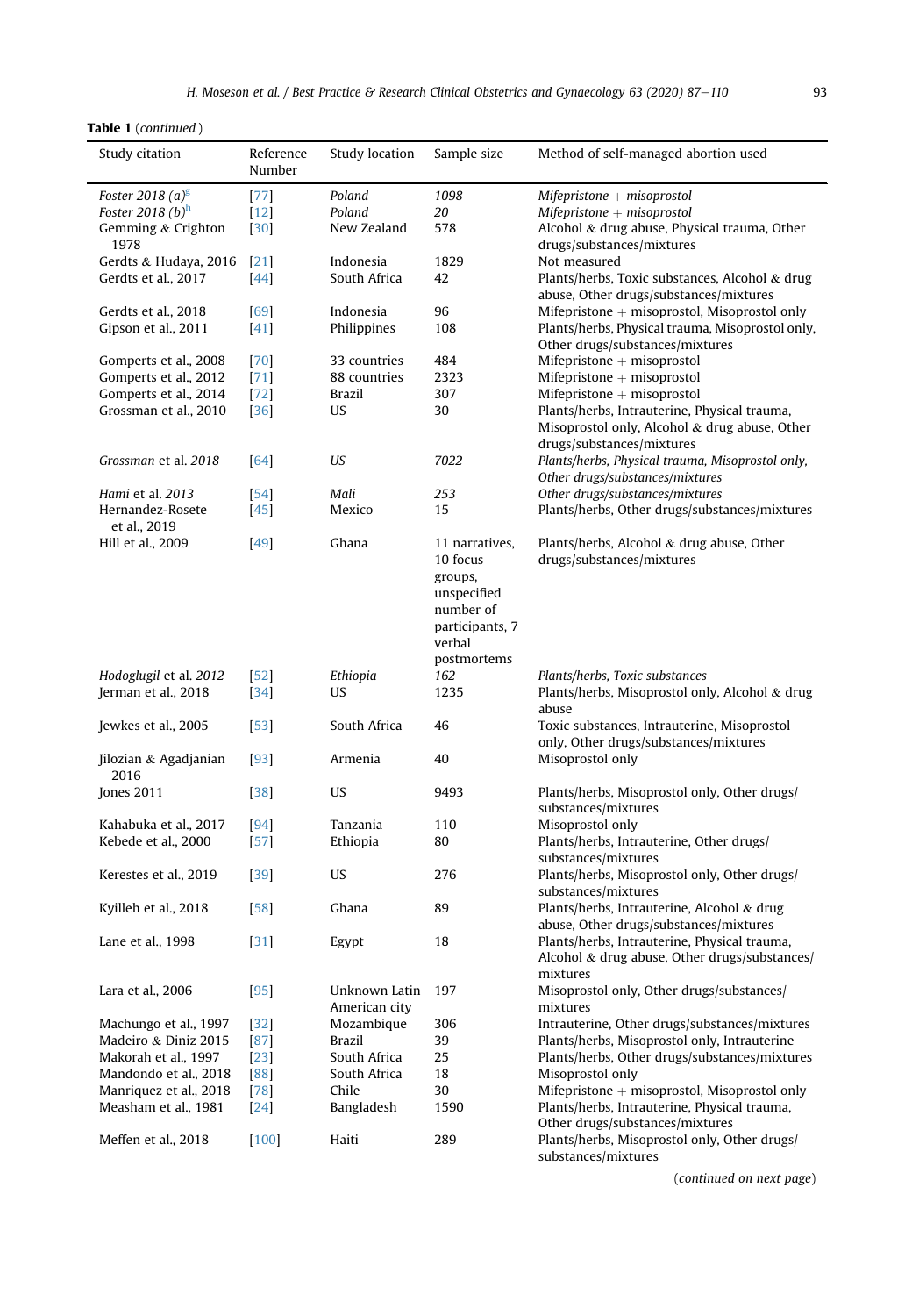**Table 1** (*continued*)

| Study citation | Reference Number | Study location | Sample size | Method of self-managed abortion used |
|---|---|---|---|---|
| *Foster 2018 (a)*[g] | [77] | *Poland* | *1098* | *Mifepristone + misoprostol* |
| *Foster 2018 (b)*[h] | [12] | *Poland* | *20* | *Mifepristone + misoprostol* |
| Gemming & Crighton 1978 | [30] | New Zealand | 578 | Alcohol & drug abuse, Physical trauma, Other drugs/substances/mixtures |
| Gerdts & Hudaya, 2016 | [21] | Indonesia | 1829 | Not measured |
| Gerdts et al., 2017 | [44] | South Africa | 42 | Plants/herbs, Toxic substances, Alcohol & drug abuse, Other drugs/substances/mixtures |
| Gerdts et al., 2018 | [69] | Indonesia | 96 | Mifepristone + misoprostol, Misoprostol only |
| Gipson et al., 2011 | [41] | Philippines | 108 | Plants/herbs, Physical trauma, Misoprostol only, Other drugs/substances/mixtures |
| Gomperts et al., 2008 | [70] | 33 countries | 484 | Mifepristone + misoprostol |
| Gomperts et al., 2012 | [71] | 88 countries | 2323 | Mifepristone + misoprostol |
| Gomperts et al., 2014 | [72] | Brazil | 307 | Mifepristone + misoprostol |
| Grossman et al., 2010 | [36] | US | 30 | Plants/herbs, Intrauterine, Physical trauma, Misoprostol only, Alcohol & drug abuse, Other drugs/substances/mixtures |
| *Grossman et al. 2018* | [64] | *US* | *7022* | *Plants/herbs, Physical trauma, Misoprostol only, Other drugs/substances/mixtures* |
| *Hami et al. 2013* | [54] | *Mali* | *253* | *Other drugs/substances/mixtures* |
| Hernandez-Rosete et al., 2019 | [45] | Mexico | 15 | Plants/herbs, Other drugs/substances/mixtures |
| Hill et al., 2009 | [49] | Ghana | 11 narratives, 10 focus groups, unspecified number of participants, 7 verbal postmortems | Plants/herbs, Alcohol & drug abuse, Other drugs/substances/mixtures |
| *Hodoglugil et al. 2012* | [52] | *Ethiopia* | *162* | *Plants/herbs, Toxic substances* |
| Jerman et al., 2018 | [34] | US | 1235 | Plants/herbs, Misoprostol only, Alcohol & drug abuse |
| Jewkes et al., 2005 | [53] | South Africa | 46 | Toxic substances, Intrauterine, Misoprostol only, Other drugs/substances/mixtures |
| Jilozian & Agadjanian 2016 | [93] | Armenia | 40 | Misoprostol only |
| Jones 2011 | [38] | US | 9493 | Plants/herbs, Misoprostol only, Other drugs/substances/mixtures |
| Kahabuka et al., 2017 | [94] | Tanzania | 110 | Misoprostol only |
| Kebede et al., 2000 | [57] | Ethiopia | 80 | Plants/herbs, Intrauterine, Other drugs/substances/mixtures |
| Kerestes et al., 2019 | [39] | US | 276 | Plants/herbs, Misoprostol only, Other drugs/substances/mixtures |
| Kyilleh et al., 2018 | [58] | Ghana | 89 | Plants/herbs, Intrauterine, Alcohol & drug abuse, Other drugs/substances/mixtures |
| Lane et al., 1998 | [31] | Egypt | 18 | Plants/herbs, Intrauterine, Physical trauma, Alcohol & drug abuse, Other drugs/substances/mixtures |
| Lara et al., 2006 | [95] | Unknown Latin American city | 197 | Misoprostol only, Other drugs/substances/mixtures |
| Machungo et al., 1997 | [32] | Mozambique | 306 | Intrauterine, Other drugs/substances/mixtures |
| Madeiro & Diniz 2015 | [87] | Brazil | 39 | Plants/herbs, Misoprostol only, Intrauterine |
| Makorah et al., 1997 | [23] | South Africa | 25 | Plants/herbs, Other drugs/substances/mixtures |
| Mandondo et al., 2018 | [88] | South Africa | 18 | Misoprostol only |
| Manriquez et al., 2018 | [78] | Chile | 30 | Mifepristone + misoprostol, Misoprostol only |
| Measham et al., 1981 | [24] | Bangladesh | 1590 | Plants/herbs, Intrauterine, Physical trauma, Other drugs/substances/mixtures |
| Meffen et al., 2018 | [100] | Haiti | 289 | Plants/herbs, Misoprostol only, Other drugs/substances/mixtures |

(*continued on next page*)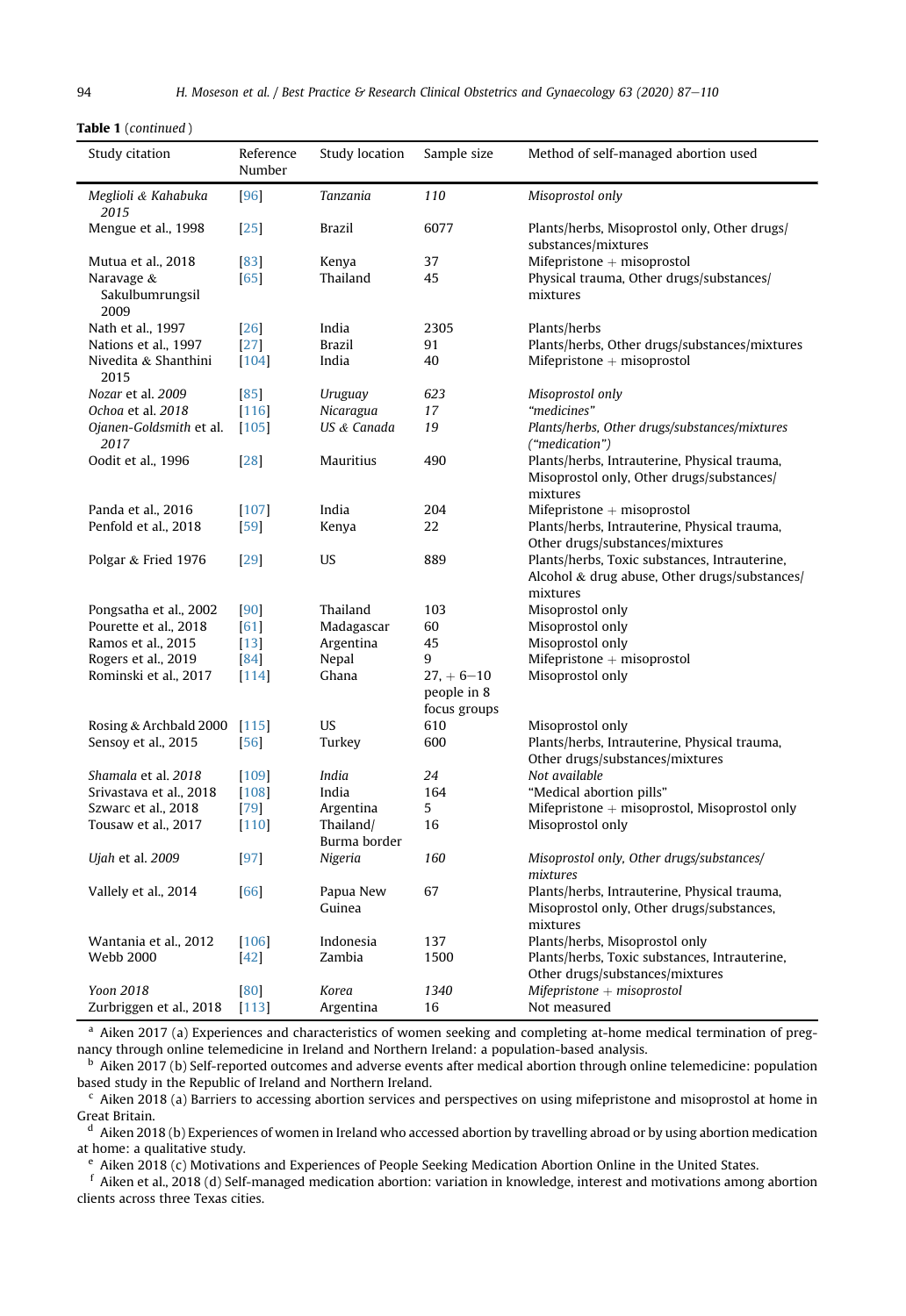**Table 1** (*continued*)

| Study citation | Reference Number | Study location | Sample size | Method of self-managed abortion used |
|---|---|---|---|---|
| *Meglioli & Kahabuka 2015* | [96] | *Tanzania* | *110* | *Misoprostol only* |
| Mengue et al., 1998 | [25] | Brazil | 6077 | Plants/herbs, Misoprostol only, Other drugs/substances/mixtures |
| Mutua et al., 2018 | [83] | Kenya | 37 | Mifepristone + misoprostol |
| Naravage & Sakulbumrungsil 2009 | [65] | Thailand | 45 | Physical trauma, Other drugs/substances/mixtures |
| Nath et al., 1997 | [26] | India | 2305 | Plants/herbs |
| Nations et al., 1997 | [27] | Brazil | 91 | Plants/herbs, Other drugs/substances/mixtures |
| Nivedita & Shanthini 2015 | [104] | India | 40 | Mifepristone + misoprostol |
| *Nozar et al. 2009* | [85] | *Uruguay* | *623* | *Misoprostol only* |
| *Ochoa et al. 2018* | [116] | *Nicaragua* | *17* | *"medicines"* |
| *Ojanen-Goldsmith et al. 2017* | [105] | *US & Canada* | *19* | *Plants/herbs, Other drugs/substances/mixtures ("medication")* |
| Oodit et al., 1996 | [28] | Mauritius | 490 | Plants/herbs, Intrauterine, Physical trauma, Misoprostol only, Other drugs/substances/mixtures |
| Panda et al., 2016 | [107] | India | 204 | Mifepristone + misoprostol |
| Penfold et al., 2018 | [59] | Kenya | 22 | Plants/herbs, Intrauterine, Physical trauma, Other drugs/substances/mixtures |
| Polgar & Fried 1976 | [29] | US | 889 | Plants/herbs, Toxic substances, Intrauterine, Alcohol & drug abuse, Other drugs/substances/mixtures |
| Pongsatha et al., 2002 | [90] | Thailand | 103 | Misoprostol only |
| Pourette et al., 2018 | [61] | Madagascar | 60 | Misoprostol only |
| Ramos et al., 2015 | [13] | Argentina | 45 | Misoprostol only |
| Rogers et al., 2019 | [84] | Nepal | 9 | Mifepristone + misoprostol |
| Rominski et al., 2017 | [114] | Ghana | 27, + 6−10 people in 8 focus groups | Misoprostol only |
| Rosing & Archbald 2000 | [115] | US | 610 | Misoprostol only |
| Sensoy et al., 2015 | [56] | Turkey | 600 | Plants/herbs, Intrauterine, Physical trauma, Other drugs/substances/mixtures |
| *Shamala et al. 2018* | [109] | *India* | *24* | *Not available* |
| Srivastava et al., 2018 | [108] | India | 164 | "Medical abortion pills" |
| Szwarc et al., 2018 | [79] | Argentina | 5 | Mifepristone + misoprostol, Misoprostol only |
| Tousaw et al., 2017 | [110] | Thailand/Burma border | 16 | Misoprostol only |
| *Ujah et al. 2009* | [97] | *Nigeria* | *160* | *Misoprostol only, Other drugs/substances/mixtures* |
| Vallely et al., 2014 | [66] | Papua New Guinea | 67 | Plants/herbs, Intrauterine, Physical trauma, Misoprostol only, Other drugs/substances, mixtures |
| Wantania et al., 2012 | [106] | Indonesia | 137 | Plants/herbs, Misoprostol only |
| Webb 2000 | [42] | Zambia | 1500 | Plants/herbs, Toxic substances, Intrauterine, Other drugs/substances/mixtures |
| *Yoon 2018* | [80] | *Korea* | *1340* | *Mifepristone + misoprostol* |
| Zurbriggen et al., 2018 | [113] | Argentina | 16 | Not measured |

[a] Aiken 2017 (a) Experiences and characteristics of women seeking and completing at-home medical termination of pregnancy through online telemedicine in Ireland and Northern Ireland: a population-based analysis.

[b] Aiken 2017 (b) Self-reported outcomes and adverse events after medical abortion through online telemedicine: population based study in the Republic of Ireland and Northern Ireland.

[c] Aiken 2018 (a) Barriers to accessing abortion services and perspectives on using mifepristone and misoprostol at home in Great Britain.

[d] Aiken 2018 (b) Experiences of women in Ireland who accessed abortion by travelling abroad or by using abortion medication at home: a qualitative study.

[e] Aiken 2018 (c) Motivations and Experiences of People Seeking Medication Abortion Online in the United States.

[f] Aiken et al., 2018 (d) Self-managed medication abortion: variation in knowledge, interest and motivations among abortion clients across three Texas cities.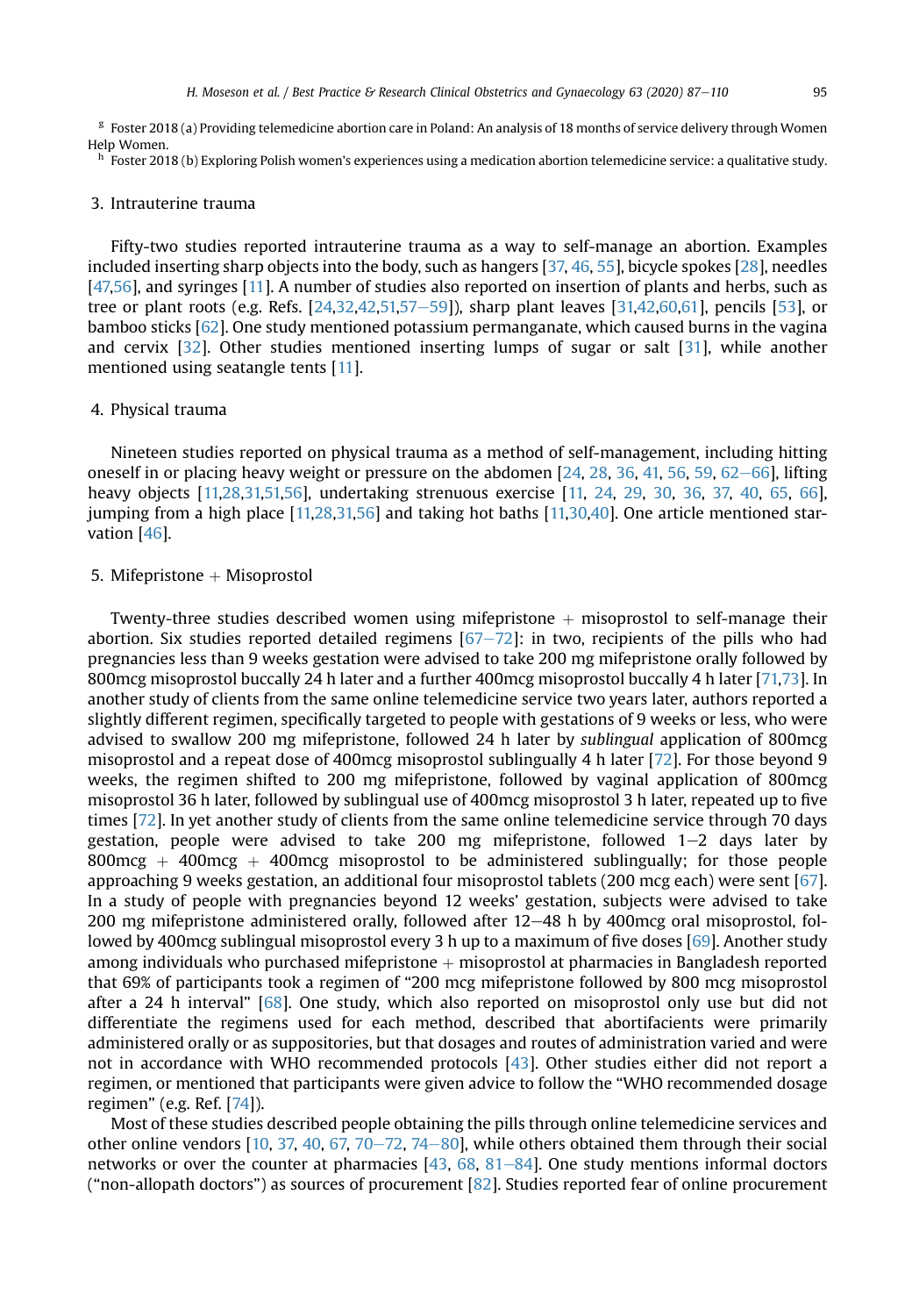[g] Foster 2018 (a) Providing telemedicine abortion care in Poland: An analysis of 18 months of service delivery through Women Help Women.

[h] Foster 2018 (b) Exploring Polish women's experiences using a medication abortion telemedicine service: a qualitative study.

## 3. Intrauterine trauma

Fifty-two studies reported intrauterine trauma as a way to self-manage an abortion. Examples included inserting sharp objects into the body, such as hangers [37, 46, 55], bicycle spokes [28], needles [47,56], and syringes [11]. A number of studies also reported on insertion of plants and herbs, such as tree or plant roots (e.g. Refs. [24,32,42,51,57–59]), sharp plant leaves [31,42,60,61], pencils [53], or bamboo sticks [62]. One study mentioned potassium permanganate, which caused burns in the vagina and cervix [32]. Other studies mentioned inserting lumps of sugar or salt [31], while another mentioned using seatangle tents [11].

## 4. Physical trauma

Nineteen studies reported on physical trauma as a method of self-management, including hitting oneself in or placing heavy weight or pressure on the abdomen [24, 28, 36, 41, 56, 59, 62–66], lifting heavy objects [11,28,31,51,56], undertaking strenuous exercise [11, 24, 29, 30, 36, 37, 40, 65, 66], jumping from a high place [11,28,31,56] and taking hot baths [11,30,40]. One article mentioned starvation [46].

## 5. Mifepristone + Misoprostol

Twenty-three studies described women using mifepristone + misoprostol to self-manage their abortion. Six studies reported detailed regimens [67–72]: in two, recipients of the pills who had pregnancies less than 9 weeks gestation were advised to take 200 mg mifepristone orally followed by 800mcg misoprostol buccally 24 h later and a further 400mcg misoprostol buccally 4 h later [71,73]. In another study of clients from the same online telemedicine service two years later, authors reported a slightly different regimen, specifically targeted to people with gestations of 9 weeks or less, who were advised to swallow 200 mg mifepristone, followed 24 h later by *sublingual* application of 800mcg misoprostol and a repeat dose of 400mcg misoprostol sublingually 4 h later [72]. For those beyond 9 weeks, the regimen shifted to 200 mg mifepristone, followed by vaginal application of 800mcg misoprostol 36 h later, followed by sublingual use of 400mcg misoprostol 3 h later, repeated up to five times [72]. In yet another study of clients from the same online telemedicine service through 70 days gestation, people were advised to take 200 mg mifepristone, followed 1–2 days later by 800mcg + 400mcg + 400mcg misoprostol to be administered sublingually; for those people approaching 9 weeks gestation, an additional four misoprostol tablets (200 mcg each) were sent [67]. In a study of people with pregnancies beyond 12 weeks' gestation, subjects were advised to take 200 mg mifepristone administered orally, followed after 12–48 h by 400mcg oral misoprostol, followed by 400mcg sublingual misoprostol every 3 h up to a maximum of five doses [69]. Another study among individuals who purchased mifepristone + misoprostol at pharmacies in Bangladesh reported that 69% of participants took a regimen of "200 mg mifepristone followed by 800 mcg misoprostol after a 24 h interval" [68]. One study, which also reported on misoprostol only use but did not differentiate the regimens used for each method, described that abortifacients were primarily administered orally or as suppositories, but that dosages and routes of administration varied and were not in accordance with WHO recommended protocols [43]. Other studies either did not report a regimen, or mentioned that participants were given advice to follow the "WHO recommended dosage regimen" (e.g. Ref. [74]).

Most of these studies described people obtaining the pills through online telemedicine services and other online vendors [10, 37, 40, 67, 70–72, 74–80], while others obtained them through their social networks or over the counter at pharmacies [43, 68, 81–84]. One study mentions informal doctors ("non-allopath doctors") as sources of procurement [82]. Studies reported fear of online procurement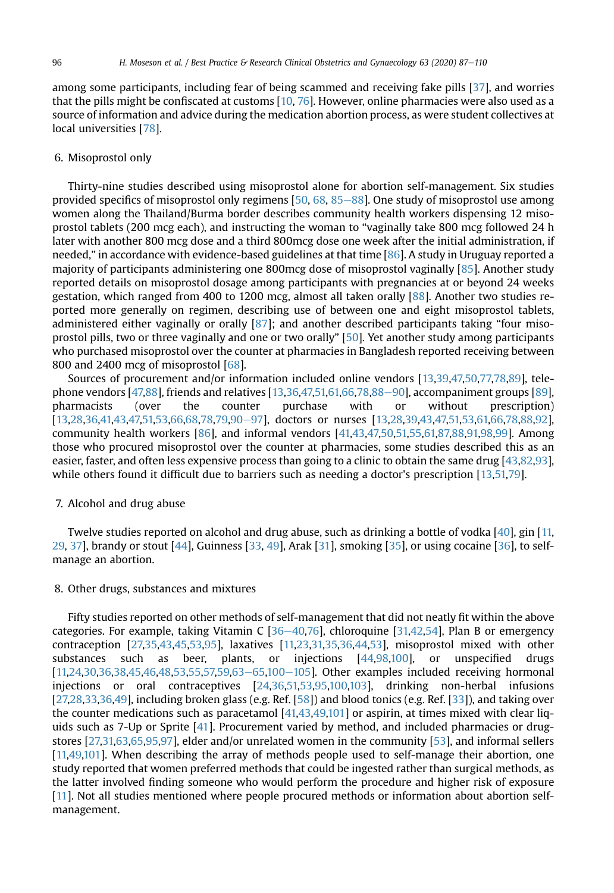among some participants, including fear of being scammed and receiving fake pills [37], and worries that the pills might be confiscated at customs [10, 76]. However, online pharmacies were also used as a source of information and advice during the medication abortion process, as were student collectives at local universities [78].

## 6. Misoprostol only

Thirty-nine studies described using misoprostol alone for abortion self-management. Six studies provided specifics of misoprostol only regimens [50, 68, 85–88]. One study of misoprostol use among women along the Thailand/Burma border describes community health workers dispensing 12 misoprostol tablets (200 mcg each), and instructing the woman to "vaginally take 800 mcg followed 24 h later with another 800 mcg dose and a third 800mcg dose one week after the initial administration, if needed," in accordance with evidence-based guidelines at that time [86]. A study in Uruguay reported a majority of participants administering one 800mcg dose of misoprostol vaginally [85]. Another study reported details on misoprostol dosage among participants with pregnancies at or beyond 24 weeks gestation, which ranged from 400 to 1200 mcg, almost all taken orally [88]. Another two studies reported more generally on regimen, describing use of between one and eight misoprostol tablets, administered either vaginally or orally [87]; and another described participants taking "four misoprostol pills, two or three vaginally and one or two orally" [50]. Yet another study among participants who purchased misoprostol over the counter at pharmacies in Bangladesh reported receiving between 800 and 2400 mcg of misoprostol [68].

Sources of procurement and/or information included online vendors [13,39,47,50,77,78,89], telephone vendors [47,88], friends and relatives [13,36,47,51,61,66,78,88–90], accompaniment groups [89], pharmacists (over the counter purchase with or without prescription) [13,28,36,41,43,47,51,53,66,68,78,79,90–97], doctors or nurses [13,28,39,43,47,51,53,61,66,78,88,92], community health workers [86], and informal vendors [41,43,47,50,51,55,61,87,88,91,98,99]. Among those who procured misoprostol over the counter at pharmacies, some studies described this as an easier, faster, and often less expensive process than going to a clinic to obtain the same drug [43,82,93], while others found it difficult due to barriers such as needing a doctor's prescription [13,51,79].

## 7. Alcohol and drug abuse

Twelve studies reported on alcohol and drug abuse, such as drinking a bottle of vodka [40], gin [11, 29, 37], brandy or stout [44], Guinness [33, 49], Arak [31], smoking [35], or using cocaine [36], to self-manage an abortion.

## 8. Other drugs, substances and mixtures

Fifty studies reported on other methods of self-management that did not neatly fit within the above categories. For example, taking Vitamin C [36–40,76], chloroquine [31,42,54], Plan B or emergency contraception [27,35,43,45,53,95], laxatives [11,23,31,35,36,44,53], misoprostol mixed with other substances such as beer, plants, or injections [44,98,100], or unspecified drugs [11,24,30,36,38,45,46,48,53,55,57,59,63–65,100–105]. Other examples included receiving hormonal injections or oral contraceptives [24,36,51,53,95,100,103], drinking non-herbal infusions [27,28,33,36,49], including broken glass (e.g. Ref. [58]) and blood tonics (e.g. Ref. [33]), and taking over the counter medications such as paracetamol [41,43,49,101] or aspirin, at times mixed with clear liquids such as 7-Up or Sprite [41]. Procurement varied by method, and included pharmacies or drugstores [27,31,63,65,95,97], elder and/or unrelated women in the community [53], and informal sellers [11,49,101]. When describing the array of methods people used to self-manage their abortion, one study reported that women preferred methods that could be ingested rather than surgical methods, as the latter involved finding someone who would perform the procedure and higher risk of exposure [11]. Not all studies mentioned where people procured methods or information about abortion self-management.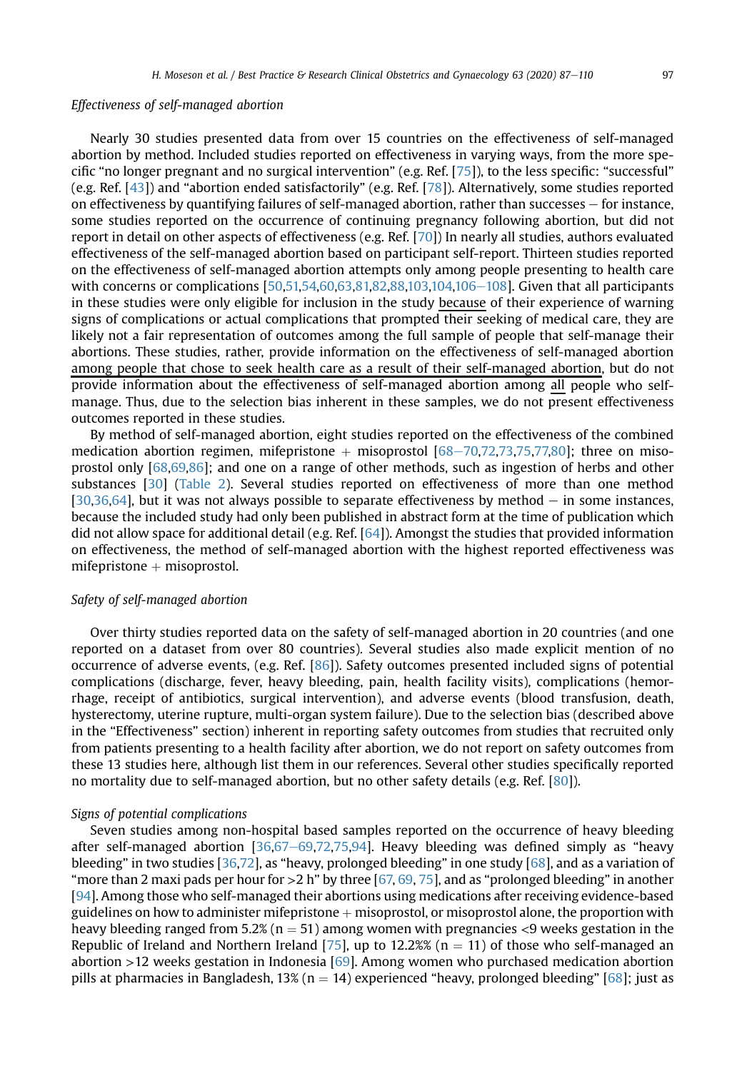*Effectiveness of self-managed abortion*

Nearly 30 studies presented data from over 15 countries on the effectiveness of self-managed abortion by method. Included studies reported on effectiveness in varying ways, from the more specific "no longer pregnant and no surgical intervention" (e.g. Ref. [75]), to the less specific: "successful" (e.g. Ref. [43]) and "abortion ended satisfactorily" (e.g. Ref. [78]). Alternatively, some studies reported on effectiveness by quantifying failures of self-managed abortion, rather than successes – for instance, some studies reported on the occurrence of continuing pregnancy following abortion, but did not report in detail on other aspects of effectiveness (e.g. Ref. [70]) In nearly all studies, authors evaluated effectiveness of the self-managed abortion based on participant self-report. Thirteen studies reported on the effectiveness of self-managed abortion attempts only among people presenting to health care with concerns or complications [50,51,54,60,63,81,82,88,103,104,106–108]. Given that all participants in these studies were only eligible for inclusion in the study <u>because</u> of their experience of warning signs of complications or actual complications that prompted their seeking of medical care, they are likely not a fair representation of outcomes among the full sample of people that self-manage their abortions. These studies, rather, provide information on the effectiveness of self-managed abortion <u>among people that chose to seek health care as a result of their self-managed abortion</u>, but do not provide information about the effectiveness of self-managed abortion among <u>all</u> people who self-manage. Thus, due to the selection bias inherent in these samples, we do not present effectiveness outcomes reported in these studies.

By method of self-managed abortion, eight studies reported on the effectiveness of the combined medication abortion regimen, mifepristone + misoprostol [68–70,72,73,75,77,80]; three on misoprostol only [68,69,86]; and one on a range of other methods, such as ingestion of herbs and other substances [30] (Table 2). Several studies reported on effectiveness of more than one method [30,36,64], but it was not always possible to separate effectiveness by method – in some instances, because the included study had only been published in abstract form at the time of publication which did not allow space for additional detail (e.g. Ref. [64]). Amongst the studies that provided information on effectiveness, the method of self-managed abortion with the highest reported effectiveness was mifepristone + misoprostol.

*Safety of self-managed abortion*

Over thirty studies reported data on the safety of self-managed abortion in 20 countries (and one reported on a dataset from over 80 countries). Several studies also made explicit mention of no occurrence of adverse events, (e.g. Ref. [86]). Safety outcomes presented included signs of potential complications (discharge, fever, heavy bleeding, pain, health facility visits), complications (hemorrhage, receipt of antibiotics, surgical intervention), and adverse events (blood transfusion, death, hysterectomy, uterine rupture, multi-organ system failure). Due to the selection bias (described above in the "Effectiveness" section) inherent in reporting safety outcomes from studies that recruited only from patients presenting to a health facility after abortion, we do not report on safety outcomes from these 13 studies here, although list them in our references. Several other studies specifically reported no mortality due to self-managed abortion, but no other safety details (e.g. Ref. [80]).

*Signs of potential complications*

Seven studies among non-hospital based samples reported on the occurrence of heavy bleeding after self-managed abortion [36,67–69,72,75,94]. Heavy bleeding was defined simply as "heavy bleeding" in two studies [36,72], as "heavy, prolonged bleeding" in one study [68], and as a variation of "more than 2 maxi pads per hour for >2 h" by three [67, 69, 75], and as "prolonged bleeding" in another [94]. Among those who self-managed their abortions using medications after receiving evidence-based guidelines on how to administer mifepristone + misoprostol, or misoprostol alone, the proportion with heavy bleeding ranged from 5.2% (n = 51) among women with pregnancies <9 weeks gestation in the Republic of Ireland and Northern Ireland [75], up to 12.2%% (n = 11) of those who self-managed an abortion >12 weeks gestation in Indonesia [69]. Among women who purchased medication abortion pills at pharmacies in Bangladesh, 13% (n = 14) experienced "heavy, prolonged bleeding" [68]; just as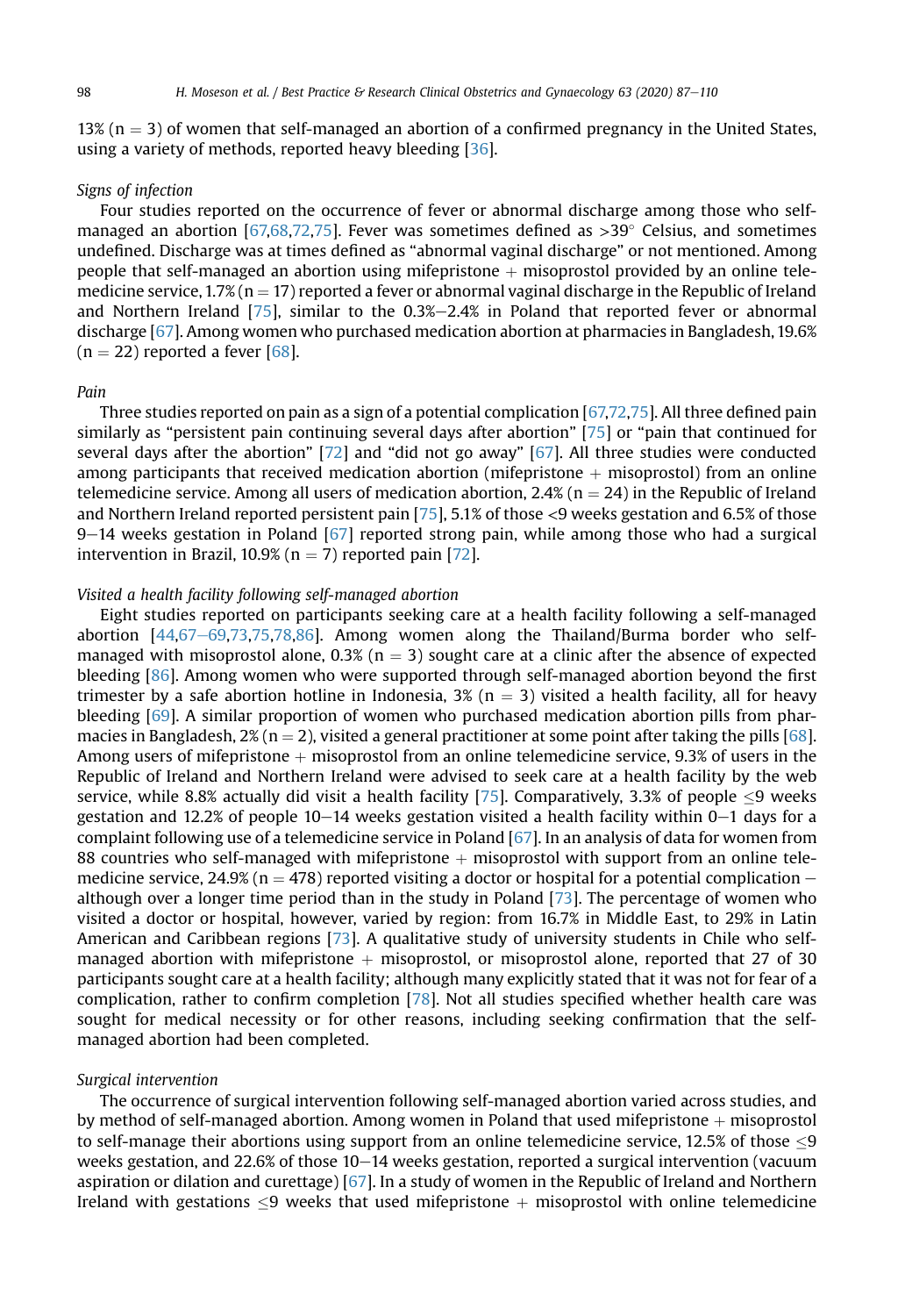13% (n = 3) of women that self-managed an abortion of a confirmed pregnancy in the United States, using a variety of methods, reported heavy bleeding [36].

*Signs of infection*

Four studies reported on the occurrence of fever or abnormal discharge among those who self-managed an abortion [67,68,72,75]. Fever was sometimes defined as >39° Celsius, and sometimes undefined. Discharge was at times defined as "abnormal vaginal discharge" or not mentioned. Among people that self-managed an abortion using mifepristone + misoprostol provided by an online telemedicine service, 1.7% (n = 17) reported a fever or abnormal vaginal discharge in the Republic of Ireland and Northern Ireland [75], similar to the 0.3%–2.4% in Poland that reported fever or abnormal discharge [67]. Among women who purchased medication abortion at pharmacies in Bangladesh, 19.6% (n = 22) reported a fever [68].

*Pain*

Three studies reported on pain as a sign of a potential complication [67,72,75]. All three defined pain similarly as "persistent pain continuing several days after abortion" [75] or "pain that continued for several days after the abortion" [72] and "did not go away" [67]. All three studies were conducted among participants that received medication abortion (mifepristone + misoprostol) from an online telemedicine service. Among all users of medication abortion, 2.4% (n = 24) in the Republic of Ireland and Northern Ireland reported persistent pain [75], 5.1% of those <9 weeks gestation and 6.5% of those 9–14 weeks gestation in Poland [67] reported strong pain, while among those who had a surgical intervention in Brazil, 10.9% (n = 7) reported pain [72].

*Visited a health facility following self-managed abortion*

Eight studies reported on participants seeking care at a health facility following a self-managed abortion [44,67–69,73,75,78,86]. Among women along the Thailand/Burma border who self-managed with misoprostol alone, 0.3% (n = 3) sought care at a clinic after the absence of expected bleeding [86]. Among women who were supported through self-managed abortion beyond the first trimester by a safe abortion hotline in Indonesia, 3% (n = 3) visited a health facility, all for heavy bleeding [69]. A similar proportion of women who purchased medication abortion pills from pharmacies in Bangladesh, 2% (n = 2), visited a general practitioner at some point after taking the pills [68]. Among users of mifepristone + misoprostol from an online telemedicine service, 9.3% of users in the Republic of Ireland and Northern Ireland were advised to seek care at a health facility by the web service, while 8.8% actually did visit a health facility [75]. Comparatively, 3.3% of people ≤9 weeks gestation and 12.2% of people 10–14 weeks gestation visited a health facility within 0–1 days for a complaint following use of a telemedicine service in Poland [67]. In an analysis of data for women from 88 countries who self-managed with mifepristone + misoprostol with support from an online telemedicine service, 24.9% (n = 478) reported visiting a doctor or hospital for a potential complication – although over a longer time period than in the study in Poland [73]. The percentage of women who visited a doctor or hospital, however, varied by region: from 16.7% in Middle East, to 29% in Latin American and Caribbean regions [73]. A qualitative study of university students in Chile who self-managed abortion with mifepristone + misoprostol, or misoprostol alone, reported that 27 of 30 participants sought care at a health facility; although many explicitly stated that it was not for fear of a complication, rather to confirm completion [78]. Not all studies specified whether health care was sought for medical necessity or for other reasons, including seeking confirmation that the self-managed abortion had been completed.

*Surgical intervention*

The occurrence of surgical intervention following self-managed abortion varied across studies, and by method of self-managed abortion. Among women in Poland that used mifepristone + misoprostol to self-manage their abortions using support from an online telemedicine service, 12.5% of those ≤9 weeks gestation, and 22.6% of those 10–14 weeks gestation, reported a surgical intervention (vacuum aspiration or dilation and curettage) [67]. In a study of women in the Republic of Ireland and Northern Ireland with gestations ≤9 weeks that used mifepristone + misoprostol with online telemedicine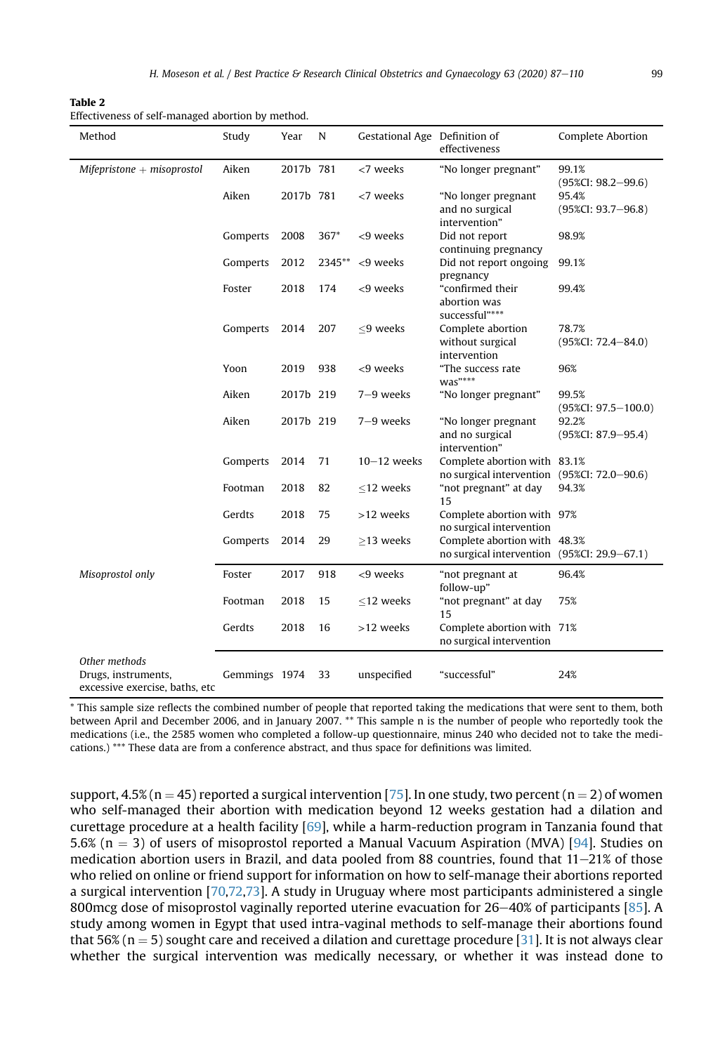**Table 2**
Effectiveness of self-managed abortion by method.

| Method | Study | Year | N | Gestational Age | Definition of effectiveness | Complete Abortion |
|---|---|---|---|---|---|---|
| *Mifepristone + misoprostol* | Aiken | 2017b | 781 | <7 weeks | "No longer pregnant" | 99.1% (95%CI: 98.2–99.6) |
| | Aiken | 2017b | 781 | <7 weeks | "No longer pregnant and no surgical intervention" | 95.4% (95%CI: 93.7–96.8) |
| | Gomperts | 2008 | 367* | <9 weeks | Did not report continuing pregnancy | 98.9% |
| | Gomperts | 2012 | 2345** | <9 weeks | Did not report ongoing pregnancy | 99.1% |
| | Foster | 2018 | 174 | <9 weeks | "confirmed their abortion was successful"*** | 99.4% |
| | Gomperts | 2014 | 207 | ≤9 weeks | Complete abortion without surgical intervention | 78.7% (95%CI: 72.4–84.0) |
| | Yoon | 2019 | 938 | <9 weeks | "The success rate was"*** | 96% |
| | Aiken | 2017b | 219 | 7–9 weeks | "No longer pregnant" | 99.5% (95%CI: 97.5–100.0) |
| | Aiken | 2017b | 219 | 7–9 weeks | "No longer pregnant and no surgical intervention" | 92.2% (95%CI: 87.9–95.4) |
| | Gomperts | 2014 | 71 | 10–12 weeks | Complete abortion with no surgical intervention | 83.1% (95%CI: 72.0–90.6) |
| | Footman | 2018 | 82 | ≤12 weeks | "not pregnant" at day 15 | 94.3% |
| | Gerdts | 2018 | 75 | >12 weeks | Complete abortion with no surgical intervention | 97% |
| | Gomperts | 2014 | 29 | ≥13 weeks | Complete abortion with no surgical intervention | 48.3% (95%CI: 29.9–67.1) |
| *Misoprostol only* | Foster | 2017 | 918 | <9 weeks | "not pregnant at follow-up" | 96.4% |
| | Footman | 2018 | 15 | ≤12 weeks | "not pregnant" at day 15 | 75% |
| | Gerdts | 2018 | 16 | >12 weeks | Complete abortion with no surgical intervention | 71% |
| *Other methods* Drugs, instruments, excessive exercise, baths, etc | Gemmings | 1974 | 33 | unspecified | "successful" | 24% |

* This sample size reflects the combined number of people that reported taking the medications that were sent to them, both between April and December 2006, and in January 2007. ** This sample n is the number of people who reportedly took the medications (i.e., the 2585 women who completed a follow-up questionnaire, minus 240 who decided not to take the medications.) *** These data are from a conference abstract, and thus space for definitions was limited.

support, 4.5% (n = 45) reported a surgical intervention [75]. In one study, two percent (n = 2) of women who self-managed their abortion with medication beyond 12 weeks gestation had a dilation and curettage procedure at a health facility [69], while a harm-reduction program in Tanzania found that 5.6% (n = 3) of users of misoprostol reported a Manual Vacuum Aspiration (MVA) [94]. Studies on medication abortion users in Brazil, and data pooled from 88 countries, found that 11–21% of those who relied on online or friend support for information on how to self-manage their abortions reported a surgical intervention [70,72,73]. A study in Uruguay where most participants administered a single 800mcg dose of misoprostol vaginally reported uterine evacuation for 26–40% of participants [85]. A study among women in Egypt that used intra-vaginal methods to self-manage their abortions found that 56% (n = 5) sought care and received a dilation and curettage procedure [31]. It is not always clear whether the surgical intervention was medically necessary, or whether it was instead done to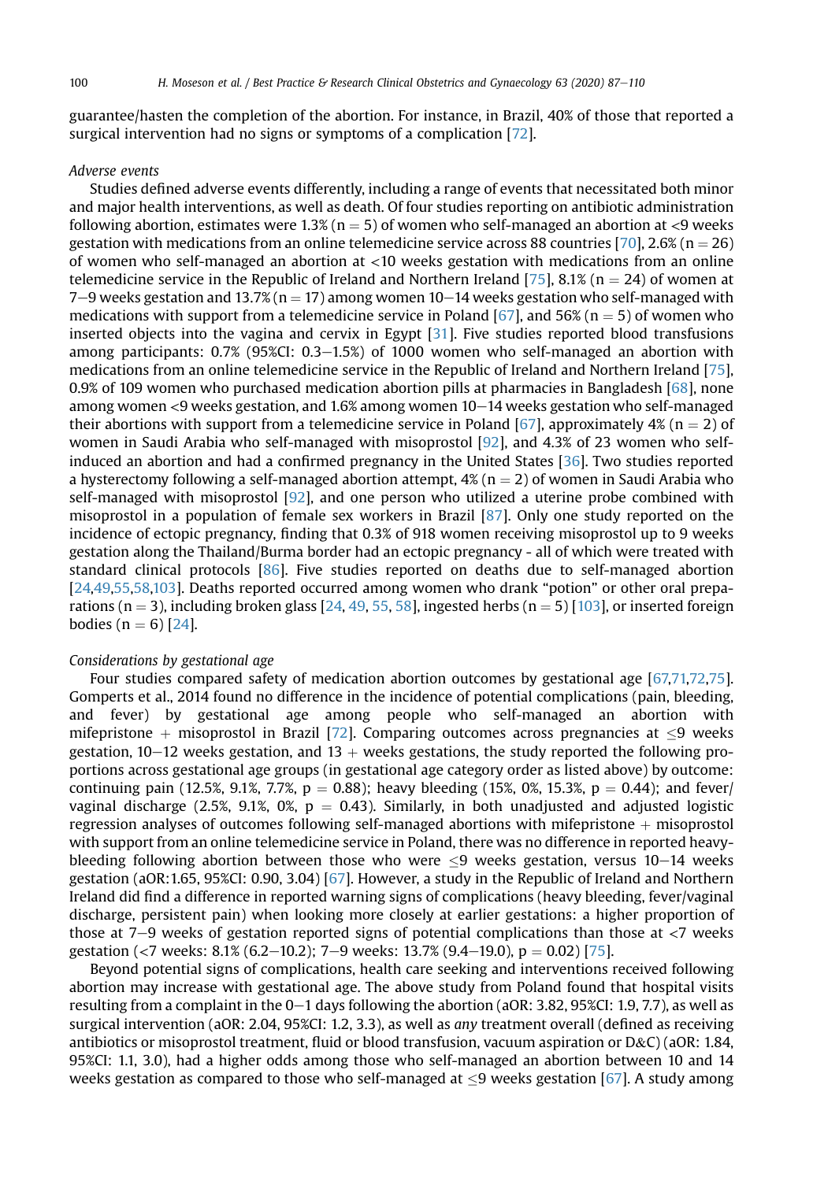guarantee/hasten the completion of the abortion. For instance, in Brazil, 40% of those that reported a surgical intervention had no signs or symptoms of a complication [72].

*Adverse events*

Studies defined adverse events differently, including a range of events that necessitated both minor and major health interventions, as well as death. Of four studies reporting on antibiotic administration following abortion, estimates were 1.3% (n = 5) of women who self-managed an abortion at <9 weeks gestation with medications from an online telemedicine service across 88 countries [70], 2.6% (n = 26) of women who self-managed an abortion at <10 weeks gestation with medications from an online telemedicine service in the Republic of Ireland and Northern Ireland [75], 8.1% (n = 24) of women at 7–9 weeks gestation and 13.7% (n = 17) among women 10–14 weeks gestation who self-managed with medications with support from a telemedicine service in Poland [67], and 56% (n = 5) of women who inserted objects into the vagina and cervix in Egypt [31]. Five studies reported blood transfusions among participants: 0.7% (95%CI: 0.3–1.5%) of 1000 women who self-managed an abortion with medications from an online telemedicine service in the Republic of Ireland and Northern Ireland [75], 0.9% of 109 women who purchased medication abortion pills at pharmacies in Bangladesh [68], none among women <9 weeks gestation, and 1.6% among women 10–14 weeks gestation who self-managed their abortions with support from a telemedicine service in Poland [67], approximately 4% (n = 2) of women in Saudi Arabia who self-managed with misoprostol [92], and 4.3% of 23 women who self-induced an abortion and had a confirmed pregnancy in the United States [36]. Two studies reported a hysterectomy following a self-managed abortion attempt, 4% (n = 2) of women in Saudi Arabia who self-managed with misoprostol [92], and one person who utilized a uterine probe combined with misoprostol in a population of female sex workers in Brazil [87]. Only one study reported on the incidence of ectopic pregnancy, finding that 0.3% of 918 women receiving misoprostol up to 9 weeks gestation along the Thailand/Burma border had an ectopic pregnancy - all of which were treated with standard clinical protocols [86]. Five studies reported on deaths due to self-managed abortion [24,49,55,58,103]. Deaths reported occurred among women who drank "potion" or other oral preparations (n = 3), including broken glass [24, 49, 55, 58], ingested herbs (n = 5) [103], or inserted foreign bodies (n = 6) [24].

*Considerations by gestational age*

Four studies compared safety of medication abortion outcomes by gestational age [67,71,72,75]. Gomperts et al., 2014 found no difference in the incidence of potential complications (pain, bleeding, and fever) by gestational age among people who self-managed an abortion with mifepristone + misoprostol in Brazil [72]. Comparing outcomes across pregnancies at ≤9 weeks gestation, 10–12 weeks gestation, and 13 + weeks gestations, the study reported the following proportions across gestational age groups (in gestational age category order as listed above) by outcome: continuing pain (12.5%, 9.1%, 7.7%, $p = 0.88$); heavy bleeding (15%, 0%, 15.3%, $p = 0.44$); and fever/vaginal discharge (2.5%, 9.1%, 0%, $p = 0.43$). Similarly, in both unadjusted and adjusted logistic regression analyses of outcomes following self-managed abortions with mifepristone + misoprostol with support from an online telemedicine service in Poland, there was no difference in reported heavy-bleeding following abortion between those who were ≤9 weeks gestation, versus 10–14 weeks gestation (aOR:1.65, 95%CI: 0.90, 3.04) [67]. However, a study in the Republic of Ireland and Northern Ireland did find a difference in reported warning signs of complications (heavy bleeding, fever/vaginal discharge, persistent pain) when looking more closely at earlier gestations: a higher proportion of those at 7–9 weeks of gestation reported signs of potential complications than those at <7 weeks gestation (<7 weeks: 8.1% (6.2–10.2); 7–9 weeks: 13.7% (9.4–19.0), $p = 0.02$) [75].

Beyond potential signs of complications, health care seeking and interventions received following abortion may increase with gestational age. The above study from Poland found that hospital visits resulting from a complaint in the 0–1 days following the abortion (aOR: 3.82, 95%CI: 1.9, 7.7), as well as surgical intervention (aOR: 2.04, 95%CI: 1.2, 3.3), as well as *any* treatment overall (defined as receiving antibiotics or misoprostol treatment, fluid or blood transfusion, vacuum aspiration or D&C) (aOR: 1.84, 95%CI: 1.1, 3.0), had a higher odds among those who self-managed an abortion between 10 and 14 weeks gestation as compared to those who self-managed at ≤9 weeks gestation [67]. A study among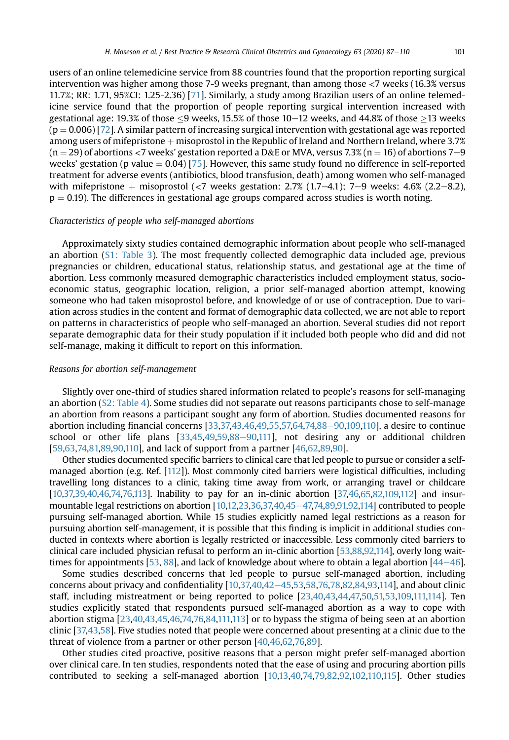users of an online telemedicine service from 88 countries found that the proportion reporting surgical intervention was higher among those 7-9 weeks pregnant, than among those <7 weeks (16.3% versus 11.7%; RR: 1.71, 95%CI: 1.25-2.36) [71]. Similarly, a study among Brazilian users of an online telemedicine service found that the proportion of people reporting surgical intervention increased with gestational age: 19.3% of those ≤9 weeks, 15.5% of those 10–12 weeks, and 44.8% of those ≥13 weeks ($p = 0.006$) [72]. A similar pattern of increasing surgical intervention with gestational age was reported among users of mifepristone + misoprostol in the Republic of Ireland and Northern Ireland, where 3.7% ($n = 29$) of abortions <7 weeks' gestation reported a D&E or MVA, versus 7.3% ($n = 16$) of abortions 7–9 weeks' gestation (p value = 0.04) [75]. However, this same study found no difference in self-reported treatment for adverse events (antibiotics, blood transfusion, death) among women who self-managed with mifepristone + misoprostol (<7 weeks gestation: 2.7% (1.7–4.1); 7–9 weeks: 4.6% (2.2–8.2), $p = 0.19$). The differences in gestational age groups compared across studies is worth noting.

*Characteristics of people who self-managed abortions*

Approximately sixty studies contained demographic information about people who self-managed an abortion (S1: Table 3). The most frequently collected demographic data included age, previous pregnancies or children, educational status, relationship status, and gestational age at the time of abortion. Less commonly measured demographic characteristics included employment status, socioeconomic status, geographic location, religion, a prior self-managed abortion attempt, knowing someone who had taken misoprostol before, and knowledge of or use of contraception. Due to variation across studies in the content and format of demographic data collected, we are not able to report on patterns in characteristics of people who self-managed an abortion. Several studies did not report separate demographic data for their study population if it included both people who did and did not self-manage, making it difficult to report on this information.

*Reasons for abortion self-management*

Slightly over one-third of studies shared information related to people's reasons for self-managing an abortion (S2: Table 4). Some studies did not separate out reasons participants chose to self-manage an abortion from reasons a participant sought any form of abortion. Studies documented reasons for abortion including financial concerns [33,37,43,46,49,55,57,64,74,88–90,109,110], a desire to continue school or other life plans [33,45,49,59,88–90,111], not desiring any or additional children [59,63,74,81,89,90,110], and lack of support from a partner [46,62,89,90].

Other studies documented specific barriers to clinical care that led people to pursue or consider a self-managed abortion (e.g. Ref. [112]). Most commonly cited barriers were logistical difficulties, including travelling long distances to a clinic, taking time away from work, or arranging travel or childcare [10,37,39,40,46,74,76,113]. Inability to pay for an in-clinic abortion [37,46,65,82,109,112] and insurmountable legal restrictions on abortion [10,12,23,36,37,40,45–47,74,89,91,92,114] contributed to people pursuing self-managed abortion. While 15 studies explicitly named legal restrictions as a reason for pursuing abortion self-management, it is possible that this finding is implicit in additional studies conducted in contexts where abortion is legally restricted or inaccessible. Less commonly cited barriers to clinical care included physician refusal to perform an in-clinic abortion [53,88,92,114], overly long wait-times for appointments [53, 88], and lack of knowledge about where to obtain a legal abortion [44–46].

Some studies described concerns that led people to pursue self-managed abortion, including concerns about privacy and confidentiality [10,37,40,42–45,53,58,76,78,82,84,93,114], and about clinic staff, including mistreatment or being reported to police [23,40,43,44,47,50,51,53,109,111,114]. Ten studies explicitly stated that respondents pursued self-managed abortion as a way to cope with abortion stigma [23,40,43,45,46,74,76,84,111,113] or to bypass the stigma of being seen at an abortion clinic [37,43,58]. Five studies noted that people were concerned about presenting at a clinic due to the threat of violence from a partner or other person [40,46,62,76,89].

Other studies cited proactive, positive reasons that a person might prefer self-managed abortion over clinical care. In ten studies, respondents noted that the ease of using and procuring abortion pills contributed to seeking a self-managed abortion [10,13,40,74,79,82,92,102,110,115]. Other studies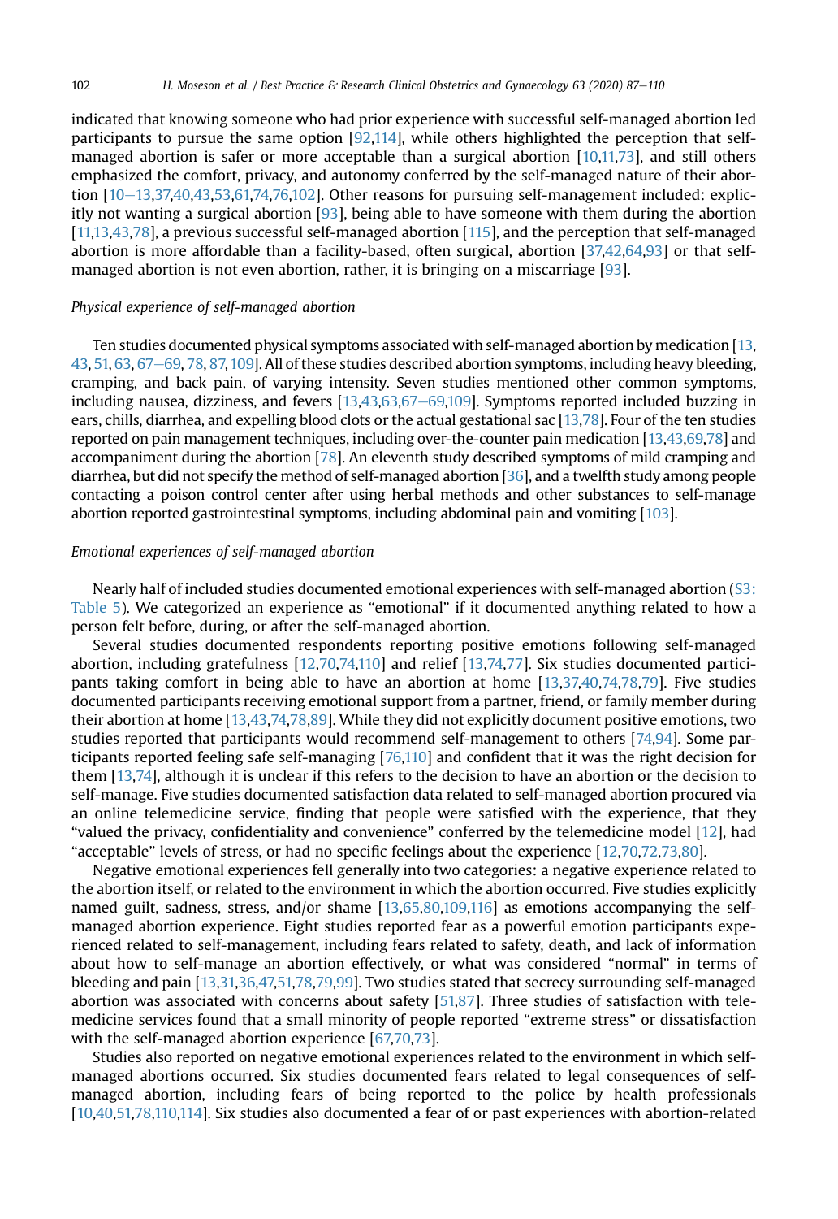indicated that knowing someone who had prior experience with successful self-managed abortion led participants to pursue the same option [92,114], while others highlighted the perception that self-managed abortion is safer or more acceptable than a surgical abortion [10,11,73], and still others emphasized the comfort, privacy, and autonomy conferred by the self-managed nature of their abortion [10–13,37,40,43,53,61,74,76,102]. Other reasons for pursuing self-management included: explicitly not wanting a surgical abortion [93], being able to have someone with them during the abortion [11,13,43,78], a previous successful self-managed abortion [115], and the perception that self-managed abortion is more affordable than a facility-based, often surgical, abortion [37,42,64,93] or that self-managed abortion is not even abortion, rather, it is bringing on a miscarriage [93].

*Physical experience of self-managed abortion*

Ten studies documented physical symptoms associated with self-managed abortion by medication [13, 43, 51, 63, 67–69, 78, 87, 109]. All of these studies described abortion symptoms, including heavy bleeding, cramping, and back pain, of varying intensity. Seven studies mentioned other common symptoms, including nausea, dizziness, and fevers [13,43,63,67–69,109]. Symptoms reported included buzzing in ears, chills, diarrhea, and expelling blood clots or the actual gestational sac [13,78]. Four of the ten studies reported on pain management techniques, including over-the-counter pain medication [13,43,69,78] and accompaniment during the abortion [78]. An eleventh study described symptoms of mild cramping and diarrhea, but did not specify the method of self-managed abortion [36], and a twelfth study among people contacting a poison control center after using herbal methods and other substances to self-manage abortion reported gastrointestinal symptoms, including abdominal pain and vomiting [103].

*Emotional experiences of self-managed abortion*

Nearly half of included studies documented emotional experiences with self-managed abortion (S3: Table 5). We categorized an experience as "emotional" if it documented anything related to how a person felt before, during, or after the self-managed abortion.

Several studies documented respondents reporting positive emotions following self-managed abortion, including gratefulness [12,70,74,110] and relief [13,74,77]. Six studies documented participants taking comfort in being able to have an abortion at home [13,37,40,74,78,79]. Five studies documented participants receiving emotional support from a partner, friend, or family member during their abortion at home [13,43,74,78,89]. While they did not explicitly document positive emotions, two studies reported that participants would recommend self-management to others [74,94]. Some participants reported feeling safe self-managing [76,110] and confident that it was the right decision for them [13,74], although it is unclear if this refers to the decision to have an abortion or the decision to self-manage. Five studies documented satisfaction data related to self-managed abortion procured via an online telemedicine service, finding that people were satisfied with the experience, that they "valued the privacy, confidentiality and convenience" conferred by the telemedicine model [12], had "acceptable" levels of stress, or had no specific feelings about the experience [12,70,72,73,80].

Negative emotional experiences fell generally into two categories: a negative experience related to the abortion itself, or related to the environment in which the abortion occurred. Five studies explicitly named guilt, sadness, stress, and/or shame [13,65,80,109,116] as emotions accompanying the self-managed abortion experience. Eight studies reported fear as a powerful emotion participants experienced related to self-management, including fears related to safety, death, and lack of information about how to self-manage an abortion effectively, or what was considered "normal" in terms of bleeding and pain [13,31,36,47,51,78,79,99]. Two studies stated that secrecy surrounding self-managed abortion was associated with concerns about safety [51,87]. Three studies of satisfaction with telemedicine services found that a small minority of people reported "extreme stress" or dissatisfaction with the self-managed abortion experience [67,70,73].

Studies also reported on negative emotional experiences related to the environment in which self-managed abortions occurred. Six studies documented fears related to legal consequences of self-managed abortion, including fears of being reported to the police by health professionals [10,40,51,78,110,114]. Six studies also documented a fear of or past experiences with abortion-related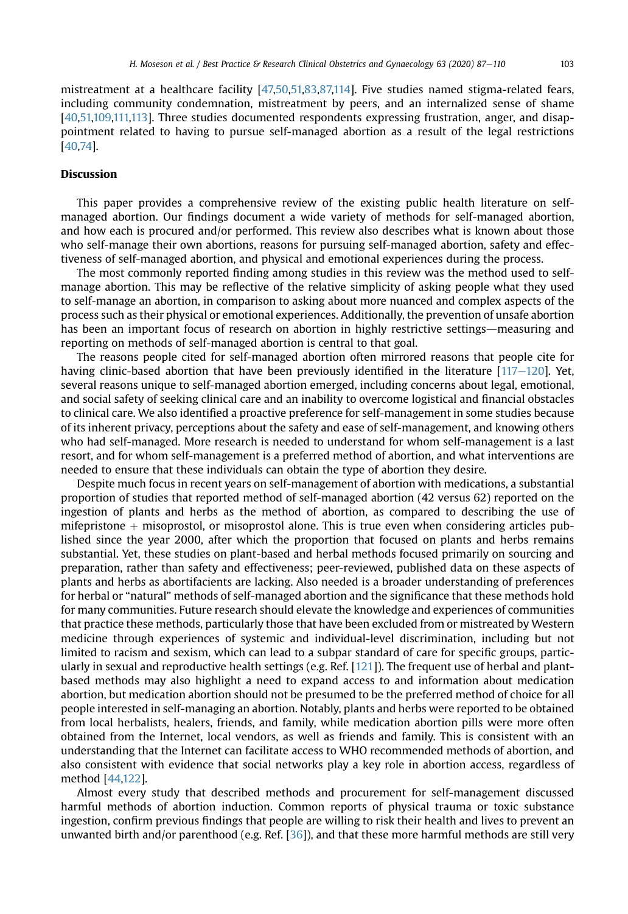mistreatment at a healthcare facility [47,50,51,83,87,114]. Five studies named stigma-related fears, including community condemnation, mistreatment by peers, and an internalized sense of shame [40,51,109,111,113]. Three studies documented respondents expressing frustration, anger, and disappointment related to having to pursue self-managed abortion as a result of the legal restrictions [40,74].

## Discussion

This paper provides a comprehensive review of the existing public health literature on self-managed abortion. Our findings document a wide variety of methods for self-managed abortion, and how each is procured and/or performed. This review also describes what is known about those who self-manage their own abortions, reasons for pursuing self-managed abortion, safety and effectiveness of self-managed abortion, and physical and emotional experiences during the process.

The most commonly reported finding among studies in this review was the method used to self-manage abortion. This may be reflective of the relative simplicity of asking people what they used to self-manage an abortion, in comparison to asking about more nuanced and complex aspects of the process such as their physical or emotional experiences. Additionally, the prevention of unsafe abortion has been an important focus of research on abortion in highly restrictive settings—measuring and reporting on methods of self-managed abortion is central to that goal.

The reasons people cited for self-managed abortion often mirrored reasons that people cite for having clinic-based abortion that have been previously identified in the literature [117–120]. Yet, several reasons unique to self-managed abortion emerged, including concerns about legal, emotional, and social safety of seeking clinical care and an inability to overcome logistical and financial obstacles to clinical care. We also identified a proactive preference for self-management in some studies because of its inherent privacy, perceptions about the safety and ease of self-management, and knowing others who had self-managed. More research is needed to understand for whom self-management is a last resort, and for whom self-management is a preferred method of abortion, and what interventions are needed to ensure that these individuals can obtain the type of abortion they desire.

Despite much focus in recent years on self-management of abortion with medications, a substantial proportion of studies that reported method of self-managed abortion (42 versus 62) reported on the ingestion of plants and herbs as the method of abortion, as compared to describing the use of mifepristone + misoprostol, or misoprostol alone. This is true even when considering articles published since the year 2000, after which the proportion that focused on plants and herbs remains substantial. Yet, these studies on plant-based and herbal methods focused primarily on sourcing and preparation, rather than safety and effectiveness; peer-reviewed, published data on these aspects of plants and herbs as abortifacients are lacking. Also needed is a broader understanding of preferences for herbal or "natural" methods of self-managed abortion and the significance that these methods hold for many communities. Future research should elevate the knowledge and experiences of communities that practice these methods, particularly those that have been excluded from or mistreated by Western medicine through experiences of systemic and individual-level discrimination, including but not limited to racism and sexism, which can lead to a subpar standard of care for specific groups, particularly in sexual and reproductive health settings (e.g. Ref. [121]). The frequent use of herbal and plant-based methods may also highlight a need to expand access to and information about medication abortion, but medication abortion should not be presumed to be the preferred method of choice for all people interested in self-managing an abortion. Notably, plants and herbs were reported to be obtained from local herbalists, healers, friends, and family, while medication abortion pills were more often obtained from the Internet, local vendors, as well as friends and family. This is consistent with an understanding that the Internet can facilitate access to WHO recommended methods of abortion, and also consistent with evidence that social networks play a key role in abortion access, regardless of method [44,122].

Almost every study that described methods and procurement for self-management discussed harmful methods of abortion induction. Common reports of physical trauma or toxic substance ingestion, confirm previous findings that people are willing to risk their health and lives to prevent an unwanted birth and/or parenthood (e.g. Ref. [36]), and that these more harmful methods are still very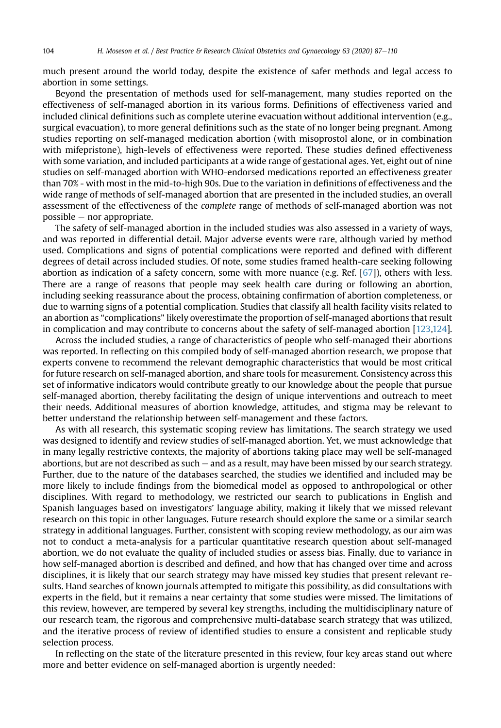much present around the world today, despite the existence of safer methods and legal access to abortion in some settings.

Beyond the presentation of methods used for self-management, many studies reported on the effectiveness of self-managed abortion in its various forms. Definitions of effectiveness varied and included clinical definitions such as complete uterine evacuation without additional intervention (e.g., surgical evacuation), to more general definitions such as the state of no longer being pregnant. Among studies reporting on self-managed medication abortion (with misoprostol alone, or in combination with mifepristone), high-levels of effectiveness were reported. These studies defined effectiveness with some variation, and included participants at a wide range of gestational ages. Yet, eight out of nine studies on self-managed abortion with WHO-endorsed medications reported an effectiveness greater than 70% - with most in the mid-to-high 90s. Due to the variation in definitions of effectiveness and the wide range of methods of self-managed abortion that are presented in the included studies, an overall assessment of the effectiveness of the *complete* range of methods of self-managed abortion was not possible – nor appropriate.

The safety of self-managed abortion in the included studies was also assessed in a variety of ways, and was reported in differential detail. Major adverse events were rare, although varied by method used. Complications and signs of potential complications were reported and defined with different degrees of detail across included studies. Of note, some studies framed health-care seeking following abortion as indication of a safety concern, some with more nuance (e.g. Ref. [67]), others with less. There are a range of reasons that people may seek health care during or following an abortion, including seeking reassurance about the process, obtaining confirmation of abortion completeness, or due to warning signs of a potential complication. Studies that classify all health facility visits related to an abortion as "complications" likely overestimate the proportion of self-managed abortions that result in complication and may contribute to concerns about the safety of self-managed abortion [123,124].

Across the included studies, a range of characteristics of people who self-managed their abortions was reported. In reflecting on this compiled body of self-managed abortion research, we propose that experts convene to recommend the relevant demographic characteristics that would be most critical for future research on self-managed abortion, and share tools for measurement. Consistency across this set of informative indicators would contribute greatly to our knowledge about the people that pursue self-managed abortion, thereby facilitating the design of unique interventions and outreach to meet their needs. Additional measures of abortion knowledge, attitudes, and stigma may be relevant to better understand the relationship between self-management and these factors.

As with all research, this systematic scoping review has limitations. The search strategy we used was designed to identify and review studies of self-managed abortion. Yet, we must acknowledge that in many legally restrictive contexts, the majority of abortions taking place may well be self-managed abortions, but are not described as such – and as a result, may have been missed by our search strategy. Further, due to the nature of the databases searched, the studies we identified and included may be more likely to include findings from the biomedical model as opposed to anthropological or other disciplines. With regard to methodology, we restricted our search to publications in English and Spanish languages based on investigators' language ability, making it likely that we missed relevant research on this topic in other languages. Future research should explore the same or a similar search strategy in additional languages. Further, consistent with scoping review methodology, as our aim was not to conduct a meta-analysis for a particular quantitative research question about self-managed abortion, we do not evaluate the quality of included studies or assess bias. Finally, due to variance in how self-managed abortion is described and defined, and how that has changed over time and across disciplines, it is likely that our search strategy may have missed key studies that present relevant results. Hand searches of known journals attempted to mitigate this possibility, as did consultations with experts in the field, but it remains a near certainty that some studies were missed. The limitations of this review, however, are tempered by several key strengths, including the multidisciplinary nature of our research team, the rigorous and comprehensive multi-database search strategy that was utilized, and the iterative process of review of identified studies to ensure a consistent and replicable study selection process.

In reflecting on the state of the literature presented in this review, four key areas stand out where more and better evidence on self-managed abortion is urgently needed: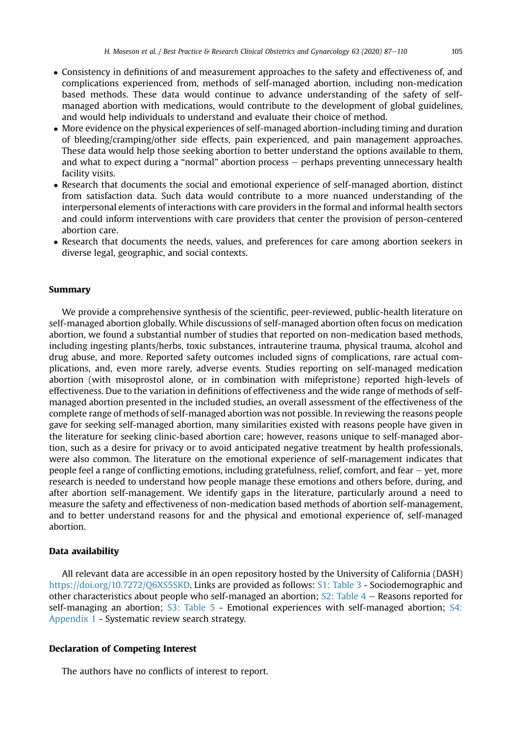- Consistency in definitions of and measurement approaches to the safety and effectiveness of, and complications experienced from, methods of self-managed abortion, including non-medication based methods. These data would continue to advance understanding of the safety of self-managed abortion with medications, would contribute to the development of global guidelines, and would help individuals to understand and evaluate their choice of method.
- More evidence on the physical experiences of self-managed abortion-including timing and duration of bleeding/cramping/other side effects, pain experienced, and pain management approaches. These data would help those seeking abortion to better understand the options available to them, and what to expect during a "normal" abortion process – perhaps preventing unnecessary health facility visits.
- Research that documents the social and emotional experience of self-managed abortion, distinct from satisfaction data. Such data would contribute to a more nuanced understanding of the interpersonal elements of interactions with care providers in the formal and informal health sectors and could inform interventions with care providers that center the provision of person-centered abortion care.
- Research that documents the needs, values, and preferences for care among abortion seekers in diverse legal, geographic, and social contexts.

## Summary

We provide a comprehensive synthesis of the scientific, peer-reviewed, public-health literature on self-managed abortion globally. While discussions of self-managed abortion often focus on medication abortion, we found a substantial number of studies that reported on non-medication based methods, including ingesting plants/herbs, toxic substances, intrauterine trauma, physical trauma, alcohol and drug abuse, and more. Reported safety outcomes included signs of complications, rare actual complications, and, even more rarely, adverse events. Studies reporting on self-managed medication abortion (with misoprostol alone, or in combination with mifepristone) reported high-levels of effectiveness. Due to the variation in definitions of effectiveness and the wide range of methods of self-managed abortion presented in the included studies, an overall assessment of the effectiveness of the complete range of methods of self-managed abortion was not possible. In reviewing the reasons people gave for seeking self-managed abortion, many similarities existed with reasons people have given in the literature for seeking clinic-based abortion care; however, reasons unique to self-managed abortion, such as a desire for privacy or to avoid anticipated negative treatment by health professionals, were also common. The literature on the emotional experience of self-management indicates that people feel a range of conflicting emotions, including gratefulness, relief, comfort, and fear – yet, more research is needed to understand how people manage these emotions and others before, during, and after abortion self-management. We identify gaps in the literature, particularly around a need to measure the safety and effectiveness of non-medication based methods of abortion self-management, and to better understand reasons for and the physical and emotional experience of, self-managed abortion.

## Data availability

All relevant data are accessible in an open repository hosted by the University of California (DASH) https://doi.org/10.7272/Q6XS5SKD. Links are provided as follows: S1: Table 3 - Sociodemographic and other characteristics about people who self-managed an abortion; S2: Table 4 – Reasons reported for self-managing an abortion; S3: Table 5 - Emotional experiences with self-managed abortion; S4: Appendix 1 - Systematic review search strategy.

## Declaration of Competing Interest

The authors have no conflicts of interest to report.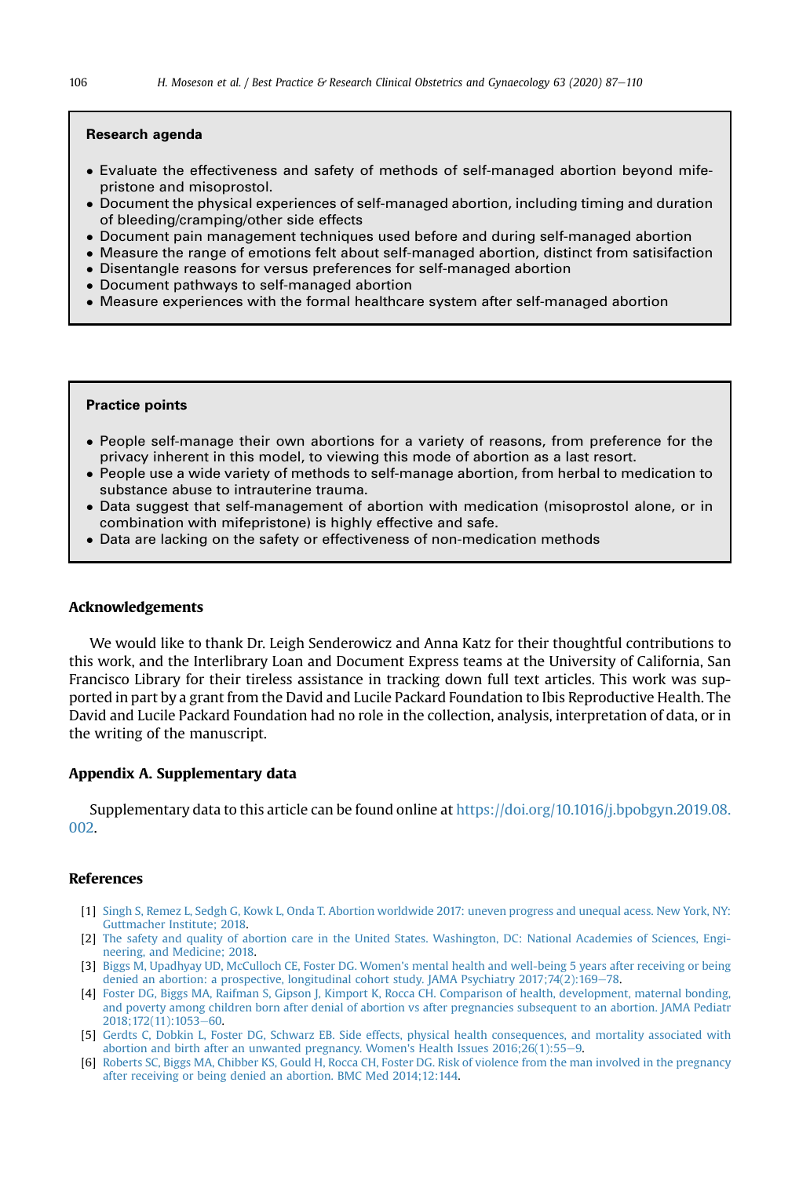**Research agenda**

- Evaluate the effectiveness and safety of methods of self-managed abortion beyond mifepristone and misoprostol.
- Document the physical experiences of self-managed abortion, including timing and duration of bleeding/cramping/other side effects
- Document pain management techniques used before and during self-managed abortion
- Measure the range of emotions felt about self-managed abortion, distinct from satisifaction
- Disentangle reasons for versus preferences for self-managed abortion
- Document pathways to self-managed abortion
- Measure experiences with the formal healthcare system after self-managed abortion

**Practice points**

- People self-manage their own abortions for a variety of reasons, from preference for the privacy inherent in this model, to viewing this mode of abortion as a last resort.
- People use a wide variety of methods to self-manage abortion, from herbal to medication to substance abuse to intrauterine trauma.
- Data suggest that self-management of abortion with medication (misoprostol alone, or in combination with mifepristone) is highly effective and safe.
- Data are lacking on the safety or effectiveness of non-medication methods

## Acknowledgements

We would like to thank Dr. Leigh Senderowicz and Anna Katz for their thoughtful contributions to this work, and the Interlibrary Loan and Document Express teams at the University of California, San Francisco Library for their tireless assistance in tracking down full text articles. This work was supported in part by a grant from the David and Lucile Packard Foundation to Ibis Reproductive Health. The David and Lucile Packard Foundation had no role in the collection, analysis, interpretation of data, or in the writing of the manuscript.

## Appendix A. Supplementary data

Supplementary data to this article can be found online at https://doi.org/10.1016/j.bpobgyn.2019.08.002.

## References

[1] Singh S, Remez L, Sedgh G, Kowk L, Onda T. Abortion worldwide 2017: uneven progress and unequal acess. New York, NY: Guttmacher Institute; 2018.

[2] The safety and quality of abortion care in the United States. Washington, DC: National Academies of Sciences, Engineering, and Medicine; 2018.

[3] Biggs M, Upadhyay UD, McCulloch CE, Foster DG. Women's mental health and well-being 5 years after receiving or being denied an abortion: a prospective, longitudinal cohort study. JAMA Psychiatry 2017;74(2):169–78.

[4] Foster DG, Biggs MA, Raifman S, Gipson J, Kimport K, Rocca CH. Comparison of health, development, maternal bonding, and poverty among children born after denial of abortion vs after pregnancies subsequent to an abortion. JAMA Pediatr 2018;172(11):1053–60.

[5] Gerdts C, Dobkin L, Foster DG, Schwarz EB. Side effects, physical health consequences, and mortality associated with abortion and birth after an unwanted pregnancy. Women's Health Issues 2016;26(1):55–9.

[6] Roberts SC, Biggs MA, Chibber KS, Gould H, Rocca CH, Foster DG. Risk of violence from the man involved in the pregnancy after receiving or being denied an abortion. BMC Med 2014;12:144.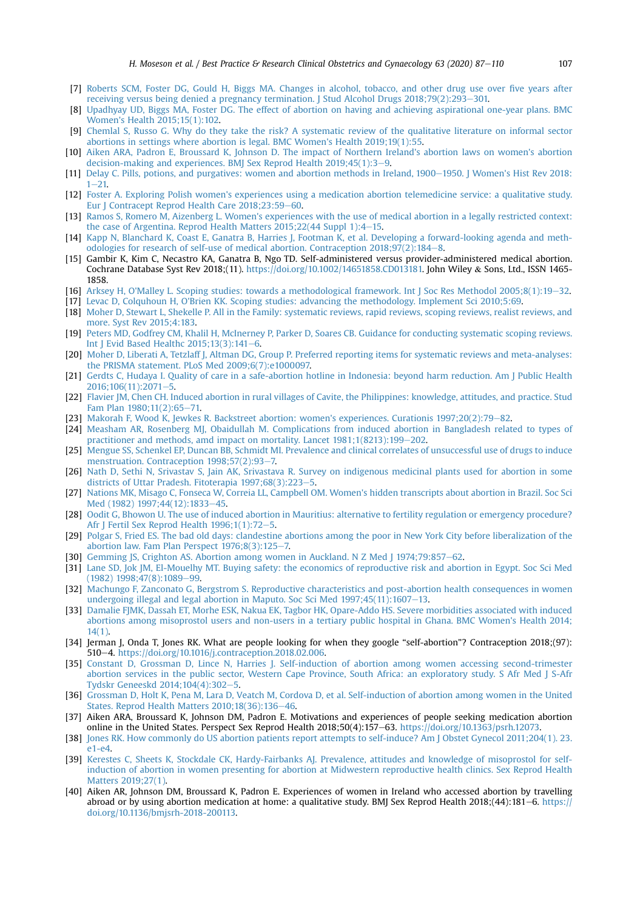[7] Roberts SCM, Foster DG, Gould H, Biggs MA. Changes in alcohol, tobacco, and other drug use over five years after receiving versus being denied a pregnancy termination. J Stud Alcohol Drugs 2018;79(2):293–301.

[8] Upadhyay UD, Biggs MA, Foster DG. The effect of abortion on having and achieving aspirational one-year plans. BMC Women's Health 2015;15(1):102.

[9] Chemlal S, Russo G. Why do they take the risk? A systematic review of the qualitative literature on informal sector abortions in settings where abortion is legal. BMC Women's Health 2019;19(1):55.

[10] Aiken ARA, Padron E, Broussard K, Johnson D. The impact of Northern Ireland's abortion laws on women's abortion decision-making and experiences. BMJ Sex Reprod Health 2019;45(1):3–9.

[11] Delay C. Pills, potions, and purgatives: women and abortion methods in Ireland, 1900–1950. J Women's Hist Rev 2018: 1–21.

[12] Foster A. Exploring Polish women's experiences using a medication abortion telemedicine service: a qualitative study. Eur J Contracept Reprod Health Care 2018;23:59–60.

[13] Ramos S, Romero M, Aizenberg L. Women's experiences with the use of medical abortion in a legally restricted context: the case of Argentina. Reprod Health Matters 2015;22(44 Suppl 1):4–15.

[14] Kapp N, Blanchard K, Coast E, Ganatra B, Harries J, Footman K, et al. Developing a forward-looking agenda and methodologies for research of self-use of medical abortion. Contraception 2018;97(2):184–8.

[15] Gambir K, Kim C, Necastro KA, Ganatra B, Ngo TD. Self-administered versus provider-administered medical abortion. Cochrane Database Syst Rev 2018;(11). https://doi.org/10.1002/14651858.CD013181. John Wiley & Sons, Ltd., ISSN 1465-1858.

[16] Arksey H, O'Malley L. Scoping studies: towards a methodological framework. Int J Soc Res Methodol 2005;8(1):19–32.

[17] Levac D, Colquhoun H, O'Brien KK. Scoping studies: advancing the methodology. Implement Sci 2010;5:69.

[18] Moher D, Stewart L, Shekelle P. All in the Family: systematic reviews, rapid reviews, scoping reviews, realist reviews, and more. Syst Rev 2015;4:183.

[19] Peters MD, Godfrey CM, Khalil H, McInerney P, Parker D, Soares CB. Guidance for conducting systematic scoping reviews. Int J Evid Based Healthc 2015;13(3):141–6.

[20] Moher D, Liberati A, Tetzlaff J, Altman DG, Group P. Preferred reporting items for systematic reviews and meta-analyses: the PRISMA statement. PLoS Med 2009;6(7):e1000097.

[21] Gerdts C, Hudaya I. Quality of care in a safe-abortion hotline in Indonesia: beyond harm reduction. Am J Public Health 2016;106(11):2071–5.

[22] Flavier JM, Chen CH. Induced abortion in rural villages of Cavite, the Philippines: knowledge, attitudes, and practice. Stud Fam Plan 1980;11(2):65–71.

[23] Makorah F, Wood K, Jewkes R. Backstreet abortion: women's experiences. Curationis 1997;20(2):79–82.

[24] Measham AR, Rosenberg MJ, Obaidullah M. Complications from induced abortion in Bangladesh related to types of practitioner and methods, amd impact on mortality. Lancet 1981;1(8213):199–202.

[25] Mengue SS, Schenkel EP, Duncan BB, Schmidt MI. Prevalence and clinical correlates of unsuccessful use of drugs to induce menstruation. Contraception 1998;57(2):93–7.

[26] Nath D, Sethi N, Srivastav S, Jain AK, Srivastava R. Survey on indigenous medicinal plants used for abortion in some districts of Uttar Pradesh. Fitoterapia 1997;68(3):223–5.

[27] Nations MK, Misago C, Fonseca W, Correia LL, Campbell OM. Women's hidden transcripts about abortion in Brazil. Soc Sci Med (1982) 1997;44(12):1833–45.

[28] Oodit G, Bhowon U. The use of induced abortion in Mauritius: alternative to fertility regulation or emergency procedure? Afr J Fertil Sex Reprod Health 1996;1(1):72–5.

[29] Polgar S, Fried ES. The bad old days: clandestine abortions among the poor in New York City before liberalization of the abortion law. Fam Plan Perspect 1976;8(3):125–7.

[30] Gemming JS, Crighton AS. Abortion among women in Auckland. N Z Med J 1974;79:857–62.

[31] Lane SD, Jok JM, El-Mouelhy MT. Buying safety: the economics of reproductive risk and abortion in Egypt. Soc Sci Med (1982) 1998;47(8):1089–99.

[32] Machungo F, Zanconato G, Bergstrom S. Reproductive characteristics and post-abortion health consequences in women undergoing illegal and legal abortion in Maputo. Soc Sci Med 1997;45(11):1607–13.

[33] Damalie FJMK, Dassah ET, Morhe ESK, Nakua EK, Tagbor HK, Opare-Addo HS. Severe morbidities associated with induced abortions among misoprostol users and non-users in a tertiary public hospital in Ghana. BMC Women's Health 2014; 14(1).

[34] Jerman J, Onda T, Jones RK. What are people looking for when they google "self-abortion"? Contraception 2018;(97): 510–4. https://doi.org/10.1016/j.contraception.2018.02.006.

[35] Constant D, Grossman D, Lince N, Harries J. Self-induction of abortion among women accessing second-trimester abortion services in the public sector, Western Cape Province, South Africa: an exploratory study. S Afr Med J S-Afr Tydskr Geneeskd 2014;104(4):302–5.

[36] Grossman D, Holt K, Pena M, Lara D, Veatch M, Cordova D, et al. Self-induction of abortion among women in the United States. Reprod Health Matters 2010;18(36):136–46.

[37] Aiken ARA, Broussard K, Johnson DM, Padron E. Motivations and experiences of people seeking medication abortion online in the United States. Perspect Sex Reprod Health 2018;50(4):157–63. https://doi.org/10.1363/psrh.12073.

[38] Jones RK. How commonly do US abortion patients report attempts to self-induce? Am J Obstet Gynecol 2011;204(1). 23. e1-e4.

[39] Kerestes C, Sheets K, Stockdale CK, Hardy-Fairbanks AJ. Prevalence, attitudes and knowledge of misoprostol for self-induction of abortion in women presenting for abortion at Midwestern reproductive health clinics. Sex Reprod Health Matters 2019;27(1).

[40] Aiken AR, Johnson DM, Broussard K, Padron E. Experiences of women in Ireland who accessed abortion by travelling abroad or by using abortion medication at home: a qualitative study. BMJ Sex Reprod Health 2018;(44):181–6. https://doi.org/10.1136/bmjsrh-2018-200113.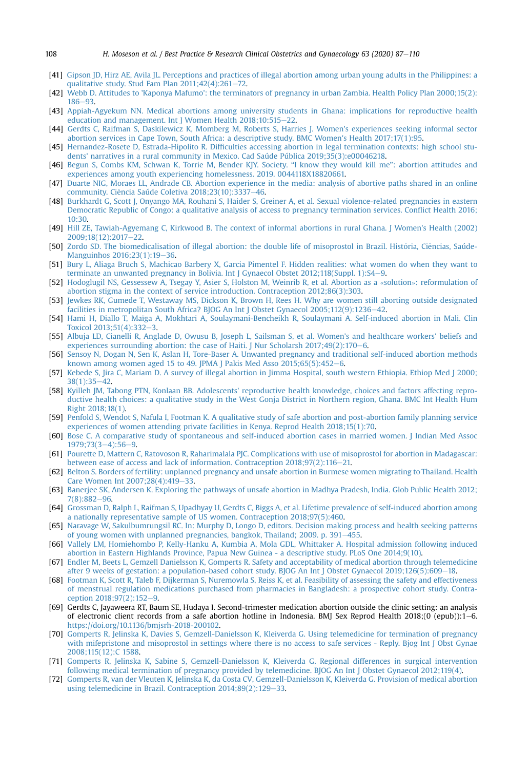[41] Gipson JD, Hirz AE, Avila JL. Perceptions and practices of illegal abortion among urban young adults in the Philippines: a qualitative study. Stud Fam Plan 2011;42(4):261–72.

[42] Webb D. Attitudes to 'Kaponya Mafumo': the terminators of pregnancy in urban Zambia. Health Policy Plan 2000;15(2): 186–93.

[43] Appiah-Agyekum NN. Medical abortions among university students in Ghana: implications for reproductive health education and management. Int J Women Health 2018;10:515–22.

[44] Gerdts C, Raifman S, Daskilewicz K, Momberg M, Roberts S, Harries J. Women's experiences seeking informal sector abortion services in Cape Town, South Africa: a descriptive study. BMC Women's Health 2017;17(1):95.

[45] Hernandez-Rosete D, Estrada-Hipolito R. Difficulties accessing abortion in legal termination contexts: high school students' narratives in a rural community in Mexico. Cad Saúde Pública 2019;35(3):e00046218.

[46] Begun S, Combs KM, Schwan K, Torrie M, Bender KJY. Society. "I know they would kill me": abortion attitudes and experiences among youth experiencing homelessness. 2019. 0044118X18820661.

[47] Duarte NIG, Moraes LL, Andrade CB. Abortion experience in the media: analysis of abortive paths shared in an online community. Ciência Saúde Coletiva 2018;23(10):3337–46.

[48] Burkhardt G, Scott J, Onyango MA, Rouhani S, Haider S, Greiner A, et al. Sexual violence-related pregnancies in eastern Democratic Republic of Congo: a qualitative analysis of access to pregnancy termination services. Conflict Health 2016; 10:30.

[49] Hill ZE, Tawiah-Agyemang C, Kirkwood B. The context of informal abortions in rural Ghana. J Women's Health (2002) 2009;18(12):2017–22.

[50] Zordo SD. The biomedicalisation of illegal abortion: the double life of misoprostol in Brazil. História, Ciências, Saúde-Manguinhos 2016;23(1):19–36.

[51] Bury L, Aliaga Bruch S, Machicao Barbery X, Garcia Pimentel F. Hidden realities: what women do when they want to terminate an unwanted pregnancy in Bolivia. Int J Gynaecol Obstet 2012;118(Suppl. 1):S4–9.

[52] Hodoglugil NS, Gessessew A, Tsegay Y, Asier S, Holston M, Weinrib R, et al. Abortion as a «solution»: reformulation of abortion stigma in the context of service introduction. Contraception 2012;86(3):303.

[53] Jewkes RK, Gumede T, Westaway MS, Dickson K, Brown H, Rees H. Why are women still aborting outside designated facilities in metropolitan South Africa? BJOG An Int J Obstet Gynaecol 2005;112(9):1236–42.

[54] Hami H, Diallo T, Maïga A, Mokhtari A, Soulaymani-Bencheikh R, Soulaymani A. Self-induced abortion in Mali. Clin Toxicol 2013;51(4):332–3.

[55] Albuja LD, Cianelli R, Anglade D, Owusu B, Joseph L, Sailsman S, et al. Women's and healthcare workers' beliefs and experiences surrounding abortion: the case of Haiti. J Nur Scholarsh 2017;49(2):170–6.

[56] Sensoy N, Dogan N, Sen K, Aslan H, Tore-Baser A. Unwanted pregnancy and traditional self-induced abortion methods known among women aged 15 to 49. JPMA J Pakis Med Asso 2015;65(5):452–6.

[57] Kebede S, Jira C, Mariam D. A survey of illegal abortion in Jimma Hospital, south western Ethiopia. Ethiop Med J 2000; 38(1):35–42.

[58] Kyilleh JM, Tabong PTN, Konlaan BB. Adolescents' reproductive health knowledge, choices and factors affecting reproductive health choices: a qualitative study in the West Gonja District in Northern region, Ghana. BMC Int Health Hum Right 2018;18(1).

[59] Penfold S, Wendot S, Nafula I, Footman K. A qualitative study of safe abortion and post-abortion family planning service experiences of women attending private facilities in Kenya. Reprod Health 2018;15(1):70.

[60] Bose C. A comparative study of spontaneous and self-induced abortion cases in married women. J Indian Med Assoc 1979;73(3–4):56–9.

[61] Pourette D, Mattern C, Ratovoson R, Raharimalala PJC. Complications with use of misoprostol for abortion in Madagascar: between ease of access and lack of information. Contraception 2018;97(2):116–21.

[62] Belton S. Borders of fertility: unplanned pregnancy and unsafe abortion in Burmese women migrating to Thailand. Health Care Women Int 2007;28(4):419–33.

[63] Banerjee SK, Andersen K. Exploring the pathways of unsafe abortion in Madhya Pradesh, India. Glob Public Health 2012; 7(8):882–96.

[64] Grossman D, Ralph L, Raifman S, Upadhyay U, Gerdts C, Biggs A, et al. Lifetime prevalence of self-induced abortion among a nationally representative sample of US women. Contraception 2018;97(5):460.

[65] Naravage W, Sakulbumrungsil RC. In: Murphy D, Longo D, editors. Decision making process and health seeking patterns of young women with unplanned pregnancies, bangkok, Thailand; 2009. p. 391–455.

[66] Vallely LM, Homiehombo P, Kelly-Hanku A, Kumbia A, Mola GDL, Whittaker A. Hospital admission following induced abortion in Eastern Highlands Province, Papua New Guinea - a descriptive study. PLoS One 2014;9(10).

[67] Endler M, Beets L, Gemzell Danielsson K, Gomperts R. Safety and acceptability of medical abortion through telemedicine after 9 weeks of gestation: a population-based cohort study. BJOG An Int J Obstet Gynaecol 2019;126(5):609–18.

[68] Footman K, Scott R, Taleb F, Dijkerman S, Nuremowla S, Reiss K, et al. Feasibility of assessing the safety and effectiveness of menstrual regulation medications purchased from pharmacies in Bangladesh: a prospective cohort study. Contraception 2018;97(2):152–9.

[69] Gerdts C, Jayaweera RT, Baum SE, Hudaya I. Second-trimester medication abortion outside the clinic setting: an analysis of electronic client records from a safe abortion hotline in Indonesia. BMJ Sex Reprod Health 2018;(0 (epub)):1–6. https://doi.org/10.1136/bmjsrh-2018-200102.

[70] Gomperts R, Jelinska K, Davies S, Gemzell-Danielsson K, Kleiverda G. Using telemedicine for termination of pregnancy with mifepristone and misoprostol in settings where there is no access to safe services - Reply. Bjog Int J Obst Gynae 2008;115(12):C 1588.

[71] Gomperts R, Jelinska K, Sabine S, Gemzell-Danielsson K, Kleiverda G. Regional differences in surgical intervention following medical termination of pregnancy provided by telemedicine. BJOG An Int J Obstet Gynaecol 2012;119(4).

[72] Gomperts R, van der Vleuten K, Jelinska K, da Costa CV, Gemzell-Danielsson K, Kleiverda G. Provision of medical abortion using telemedicine in Brazil. Contraception 2014;89(2):129–33.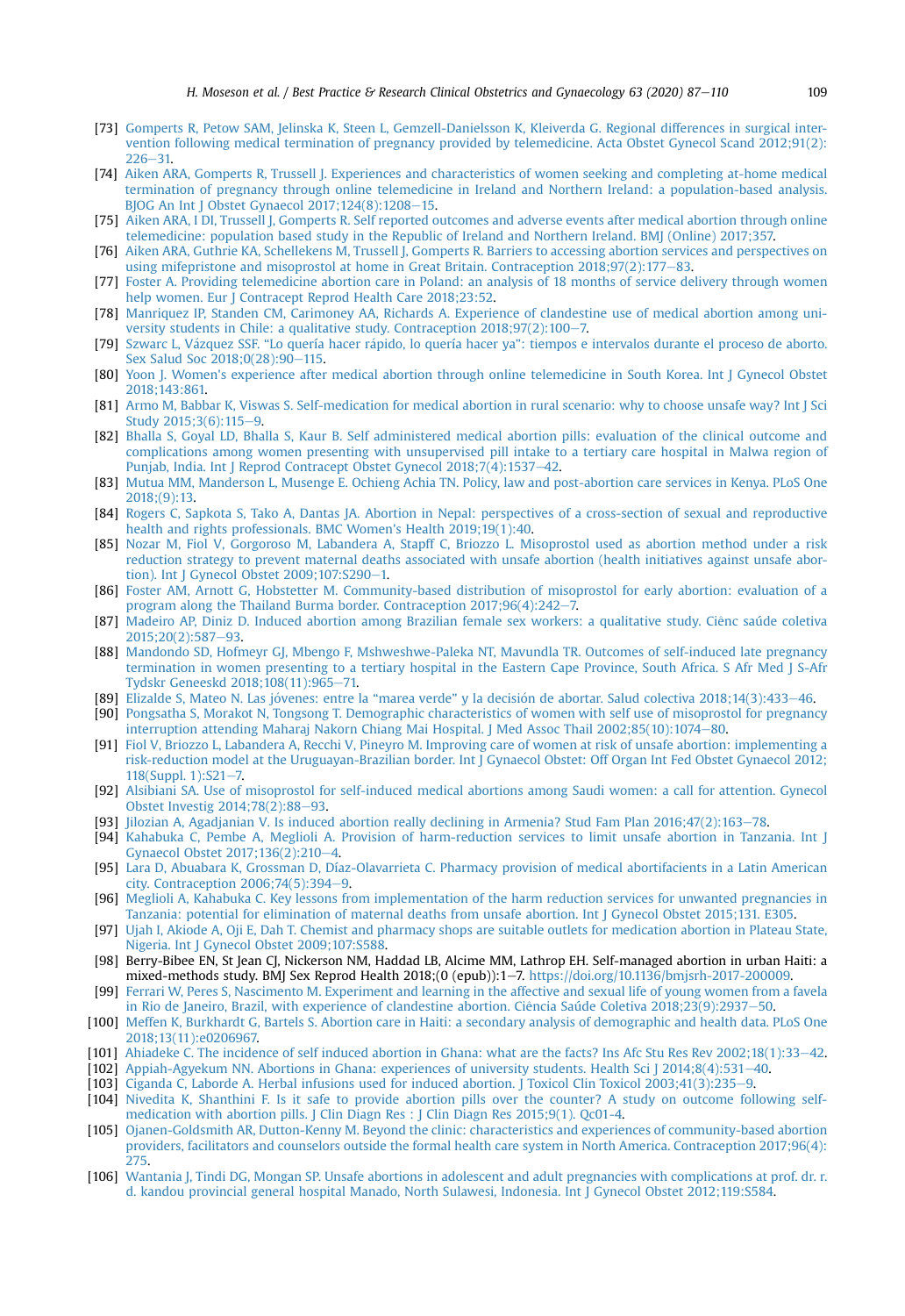[73] Gomperts R, Petow SAM, Jelinska K, Steen L, Gemzell-Danielsson K, Kleiverda G. Regional differences in surgical intervention following medical termination of pregnancy provided by telemedicine. Acta Obstet Gynecol Scand 2012;91(2):226–31.

[74] Aiken ARA, Gomperts R, Trussell J. Experiences and characteristics of women seeking and completing at-home medical termination of pregnancy through online telemedicine in Ireland and Northern Ireland: a population-based analysis. BJOG An Int J Obstet Gynaecol 2017;124(8):1208–15.

[75] Aiken ARA, I DI, Trussell J, Gomperts R. Self reported outcomes and adverse events after medical abortion through online telemedicine: population based study in the Republic of Ireland and Northern Ireland. BMJ (Online) 2017;357.

[76] Aiken ARA, Guthrie KA, Schellekens M, Trussell J, Gomperts R. Barriers to accessing abortion services and perspectives on using mifepristone and misoprostol at home in Great Britain. Contraception 2018;97(2):177–83.

[77] Foster A. Providing telemedicine abortion care in Poland: an analysis of 18 months of service delivery through women help women. Eur J Contracept Reprod Health Care 2018;23:52.

[78] Manriquez IP, Standen CM, Carimoney AA, Richards A. Experience of clandestine use of medical abortion among university students in Chile: a qualitative study. Contraception 2018;97(2):100–7.

[79] Szwarc L, Vázquez SSF. "Lo quería hacer rápido, lo quería hacer ya": tiempos e intervalos durante el proceso de aborto. Sex Salud Soc 2018;0(28):90–115.

[80] Yoon J. Women's experience after medical abortion through online telemedicine in South Korea. Int J Gynecol Obstet 2018;143:861.

[81] Armo M, Babbar K, Viswas S. Self-medication for medical abortion in rural scenario: why to choose unsafe way? Int J Sci Study 2015;3(6):115–9.

[82] Bhalla S, Goyal LD, Bhalla S, Kaur B. Self administered medical abortion pills: evaluation of the clinical outcome and complications among women presenting with unsupervised pill intake to a tertiary care hospital in Malwa region of Punjab, India. Int J Reprod Contracept Obstet Gynecol 2018;7(4):1537–42.

[83] Mutua MM, Manderson L, Musenge E. Ochieng Achia TN. Policy, law and post-abortion care services in Kenya. PLoS One 2018;(9):13.

[84] Rogers C, Sapkota S, Tako A, Dantas JA. Abortion in Nepal: perspectives of a cross-section of sexual and reproductive health and rights professionals. BMC Women's Health 2019;19(1):40.

[85] Nozar M, Fiol V, Gorgoroso M, Labandera A, Stapff C, Briozzo L. Misoprostol used as abortion method under a risk reduction strategy to prevent maternal deaths associated with unsafe abortion (health initiatives against unsafe abortion). Int J Gynecol Obstet 2009;107:S290–1.

[86] Foster AM, Arnott G, Hobstetter M. Community-based distribution of misoprostol for early abortion: evaluation of a program along the Thailand Burma border. Contraception 2017;96(4):242–7.

[87] Madeiro AP, Diniz D. Induced abortion among Brazilian female sex workers: a qualitative study. Ciênc saúde coletiva 2015;20(2):587–93.

[88] Mandondo SD, Hofmeyr GJ, Mbengo F, Mshweshwe-Paleka NT, Mavundla TR. Outcomes of self-induced late pregnancy termination in women presenting to a tertiary hospital in the Eastern Cape Province, South Africa. S Afr Med J S-Afr Tydskr Geneeskd 2018;108(11):965–71.

[89] Elizalde S, Mateo N. Las jóvenes: entre la "marea verde" y la decisión de abortar. Salud colectiva 2018;14(3):433–46.

[90] Pongsatha S, Morakot N, Tongsong T. Demographic characteristics of women with self use of misoprostol for pregnancy interruption attending Maharaj Nakorn Chiang Mai Hospital. J Med Assoc Thail 2002;85(10):1074–80.

[91] Fiol V, Briozzo L, Labandera A, Recchi V, Pineyro M. Improving care of women at risk of unsafe abortion: implementing a risk-reduction model at the Uruguayan-Brazilian border. Int J Gynaecol Obstet: Off Organ Int Fed Obstet Gynaecol 2012; 118(Suppl. 1):S21–7.

[92] Alsibiani SA. Use of misoprostol for self-induced medical abortions among Saudi women: a call for attention. Gynecol Obstet Investig 2014;78(2):88–93.

[93] Jilozian A, Agadjanian V. Is induced abortion really declining in Armenia? Stud Fam Plan 2016;47(2):163–78.

[94] Kahabuka C, Pembe A, Meglioli A. Provision of harm-reduction services to limit unsafe abortion in Tanzania. Int J Gynaecol Obstet 2017;136(2):210–4.

[95] Lara D, Abuabara K, Grossman D, Díaz-Olavarrieta C. Pharmacy provision of medical abortifacients in a Latin American city. Contraception 2006;74(5):394–9.

[96] Meglioli A, Kahabuka C. Key lessons from implementation of the harm reduction services for unwanted pregnancies in Tanzania: potential for elimination of maternal deaths from unsafe abortion. Int J Gynecol Obstet 2015;131. E305.

[97] Ujah I, Akiode A, Oji E, Dah T. Chemist and pharmacy shops are suitable outlets for medication abortion in Plateau State, Nigeria. Int J Gynecol Obstet 2009;107:S588.

[98] Berry-Bibee EN, St Jean CJ, Nickerson NM, Haddad LB, Alcime MM, Lathrop EH. Self-managed abortion in urban Haiti: a mixed-methods study. BMJ Sex Reprod Health 2018;(0 (epub)):1–7. https://doi.org/10.1136/bmjsrh-2017-200009.

[99] Ferrari W, Peres S, Nascimento M. Experiment and learning in the affective and sexual life of young women from a favela in Rio de Janeiro, Brazil, with experience of clandestine abortion. Ciência Saúde Coletiva 2018;23(9):2937–50.

[100] Meffen K, Burkhardt G, Bartels S. Abortion care in Haiti: a secondary analysis of demographic and health data. PLoS One 2018;13(11):e0206967.

[101] Ahiadeke C. The incidence of self induced abortion in Ghana: what are the facts? Ins Afc Stu Res Rev 2002;18(1):33–42.

[102] Appiah-Agyekum NN. Abortions in Ghana: experiences of university students. Health Sci J 2014;8(4):531–40.

[103] Ciganda C, Laborde A. Herbal infusions used for induced abortion. J Toxicol Clin Toxicol 2003;41(3):235–9.

[104] Nivedita K, Shanthini F. Is it safe to provide abortion pills over the counter? A study on outcome following self-medication with abortion pills. J Clin Diagn Res : J Clin Diagn Res 2015;9(1). Qc01-4.

[105] Ojanen-Goldsmith AR, Dutton-Kenny M. Beyond the clinic: characteristics and experiences of community-based abortion providers, facilitators and counselors outside the formal health care system in North America. Contraception 2017;96(4):275.

[106] Wantania J, Tindi DG, Mongan SP. Unsafe abortions in adolescent and adult pregnancies with complications at prof. dr. r. d. kandou provincial general hospital Manado, North Sulawesi, Indonesia. Int J Gynecol Obstet 2012;119:S584.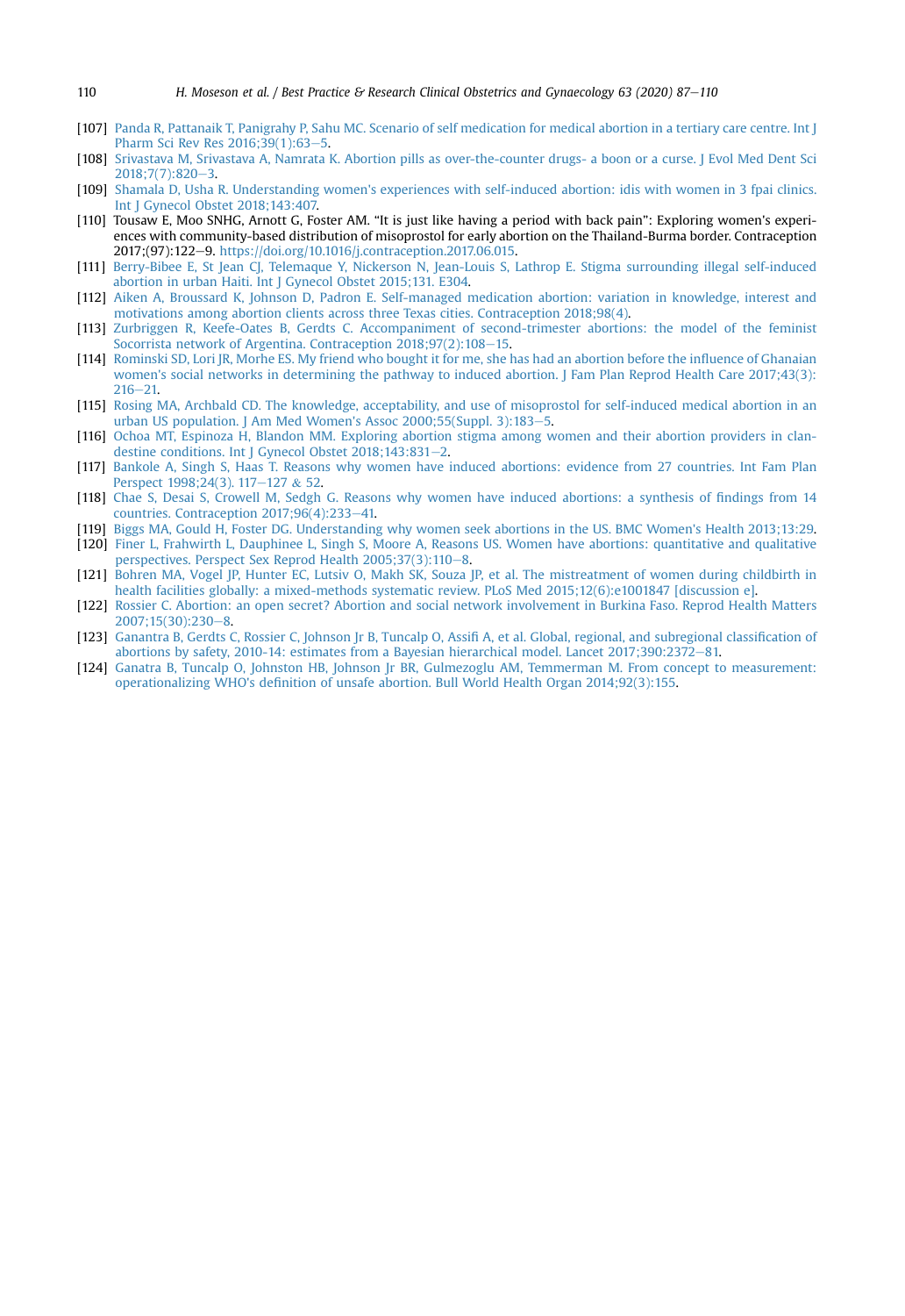[107] Panda R, Pattanaik T, Panigrahy P, Sahu MC. Scenario of self medication for medical abortion in a tertiary care centre. Int J Pharm Sci Rev Res 2016;39(1):63–5.

[108] Srivastava M, Srivastava A, Namrata K. Abortion pills as over-the-counter drugs- a boon or a curse. J Evol Med Dent Sci 2018;7(7):820–3.

[109] Shamala D, Usha R. Understanding women's experiences with self-induced abortion: idis with women in 3 fpai clinics. Int J Gynecol Obstet 2018;143:407.

[110] Tousaw E, Moo SNHG, Arnott G, Foster AM. "It is just like having a period with back pain": Exploring women's experiences with community-based distribution of misoprostol for early abortion on the Thailand-Burma border. Contraception 2017;(97):122–9. https://doi.org/10.1016/j.contraception.2017.06.015.

[111] Berry-Bibee E, St Jean CJ, Telemaque Y, Nickerson N, Jean-Louis S, Lathrop E. Stigma surrounding illegal self-induced abortion in urban Haiti. Int J Gynecol Obstet 2015;131. E304.

[112] Aiken A, Broussard K, Johnson D, Padron E. Self-managed medication abortion: variation in knowledge, interest and motivations among abortion clients across three Texas cities. Contraception 2018;98(4).

[113] Zurbriggen R, Keefe-Oates B, Gerdts C. Accompaniment of second-trimester abortions: the model of the feminist Socorrista network of Argentina. Contraception 2018;97(2):108–15.

[114] Rominski SD, Lori JR, Morhe ES. My friend who bought it for me, she has had an abortion before the influence of Ghanaian women's social networks in determining the pathway to induced abortion. J Fam Plan Reprod Health Care 2017;43(3): 216–21.

[115] Rosing MA, Archbald CD. The knowledge, acceptability, and use of misoprostol for self-induced medical abortion in an urban US population. J Am Med Women's Assoc 2000;55(Suppl. 3):183–5.

[116] Ochoa MT, Espinoza H, Blandon MM. Exploring abortion stigma among women and their abortion providers in clandestine conditions. Int J Gynecol Obstet 2018;143:831–2.

[117] Bankole A, Singh S, Haas T. Reasons why women have induced abortions: evidence from 27 countries. Int Fam Plan Perspect 1998;24(3). 117–127 & 52.

[118] Chae S, Desai S, Crowell M, Sedgh G. Reasons why women have induced abortions: a synthesis of findings from 14 countries. Contraception 2017;96(4):233–41.

[119] Biggs MA, Gould H, Foster DG. Understanding why women seek abortions in the US. BMC Women's Health 2013;13:29.

[120] Finer L, Frahwirth L, Dauphinee L, Singh S, Moore A, Reasons US. Women have abortions: quantitative and qualitative perspectives. Perspect Sex Reprod Health 2005;37(3):110–8.

[121] Bohren MA, Vogel JP, Hunter EC, Lutsiv O, Makh SK, Souza JP, et al. The mistreatment of women during childbirth in health facilities globally: a mixed-methods systematic review. PLoS Med 2015;12(6):e1001847 [discussion e].

[122] Rossier C. Abortion: an open secret? Abortion and social network involvement in Burkina Faso. Reprod Health Matters 2007;15(30):230–8.

[123] Ganantra B, Gerdts C, Rossier C, Johnson Jr B, Tuncalp O, Assifi A, et al. Global, regional, and subregional classification of abortions by safety, 2010-14: estimates from a Bayesian hierarchical model. Lancet 2017;390:2372–81.

[124] Ganatra B, Tuncalp O, Johnston HB, Johnson Jr BR, Gulmezoglu AM, Temmerman M. From concept to measurement: operationalizing WHO's definition of unsafe abortion. Bull World Health Organ 2014;92(3):155.